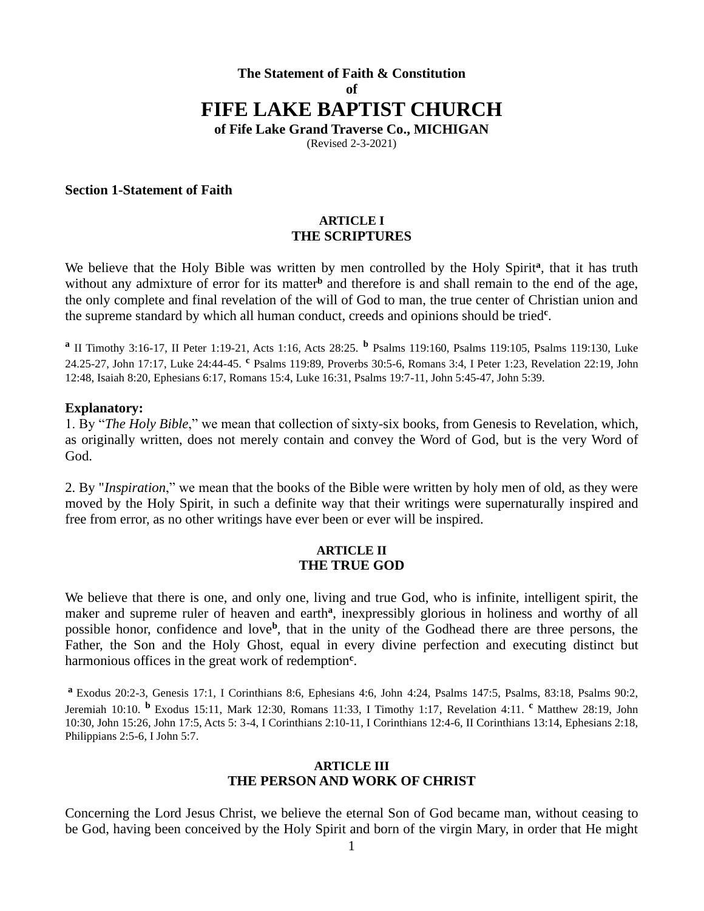**The Statement of Faith & Constitution**

**of**

# FIFE LAKE BAPTIST CHURCH

**of Fife Lake Grand Traverse Co., MICHIGAN**

(Revised 2-3-2021)

## Section 1-Statement of Faith

### ARTICLE I
### THE SCRIPTURES

We believe that the Holy Bible was written by men controlled by the Holy Spirit[a], that it has truth without any admixture of error for its matter[b] and therefore is and shall remain to the end of the age, the only complete and final revelation of the will of God to man, the true center of Christian union and the supreme standard by which all human conduct, creeds and opinions should be tried[c].

[a] II Timothy 3:16-17, II Peter 1:19-21, Acts 1:16, Acts 28:25. [b] Psalms 119:160, Psalms 119:105, Psalms 119:130, Luke 24.25-27, John 17:17, Luke 24:44-45. [c] Psalms 119:89, Proverbs 30:5-6, Romans 3:4, I Peter 1:23, Revelation 22:19, John 12:48, Isaiah 8:20, Ephesians 6:17, Romans 15:4, Luke 16:31, Psalms 19:7-11, John 5:45-47, John 5:39.

**Explanatory:**

1. By "*The Holy Bible*," we mean that collection of sixty-six books, from Genesis to Revelation, which, as originally written, does not merely contain and convey the Word of God, but is the very Word of God.

2. By "*Inspiration*," we mean that the books of the Bible were written by holy men of old, as they were moved by the Holy Spirit, in such a definite way that their writings were supernaturally inspired and free from error, as no other writings have ever been or ever will be inspired.

### ARTICLE II
### THE TRUE GOD

We believe that there is one, and only one, living and true God, who is infinite, intelligent spirit, the maker and supreme ruler of heaven and earth[a], inexpressibly glorious in holiness and worthy of all possible honor, confidence and love[b], that in the unity of the Godhead there are three persons, the Father, the Son and the Holy Ghost, equal in every divine perfection and executing distinct but harmonious offices in the great work of redemption[c].

[a] Exodus 20:2-3, Genesis 17:1, I Corinthians 8:6, Ephesians 4:6, John 4:24, Psalms 147:5, Psalms, 83:18, Psalms 90:2, Jeremiah 10:10. [b] Exodus 15:11, Mark 12:30, Romans 11:33, I Timothy 1:17, Revelation 4:11. [c] Matthew 28:19, John 10:30, John 15:26, John 17:5, Acts 5: 3-4, I Corinthians 2:10-11, I Corinthians 12:4-6, II Corinthians 13:14, Ephesians 2:18, Philippians 2:5-6, I John 5:7.

### ARTICLE III
### THE PERSON AND WORK OF CHRIST

Concerning the Lord Jesus Christ, we believe the eternal Son of God became man, without ceasing to be God, having been conceived by the Holy Spirit and born of the virgin Mary, in order that He might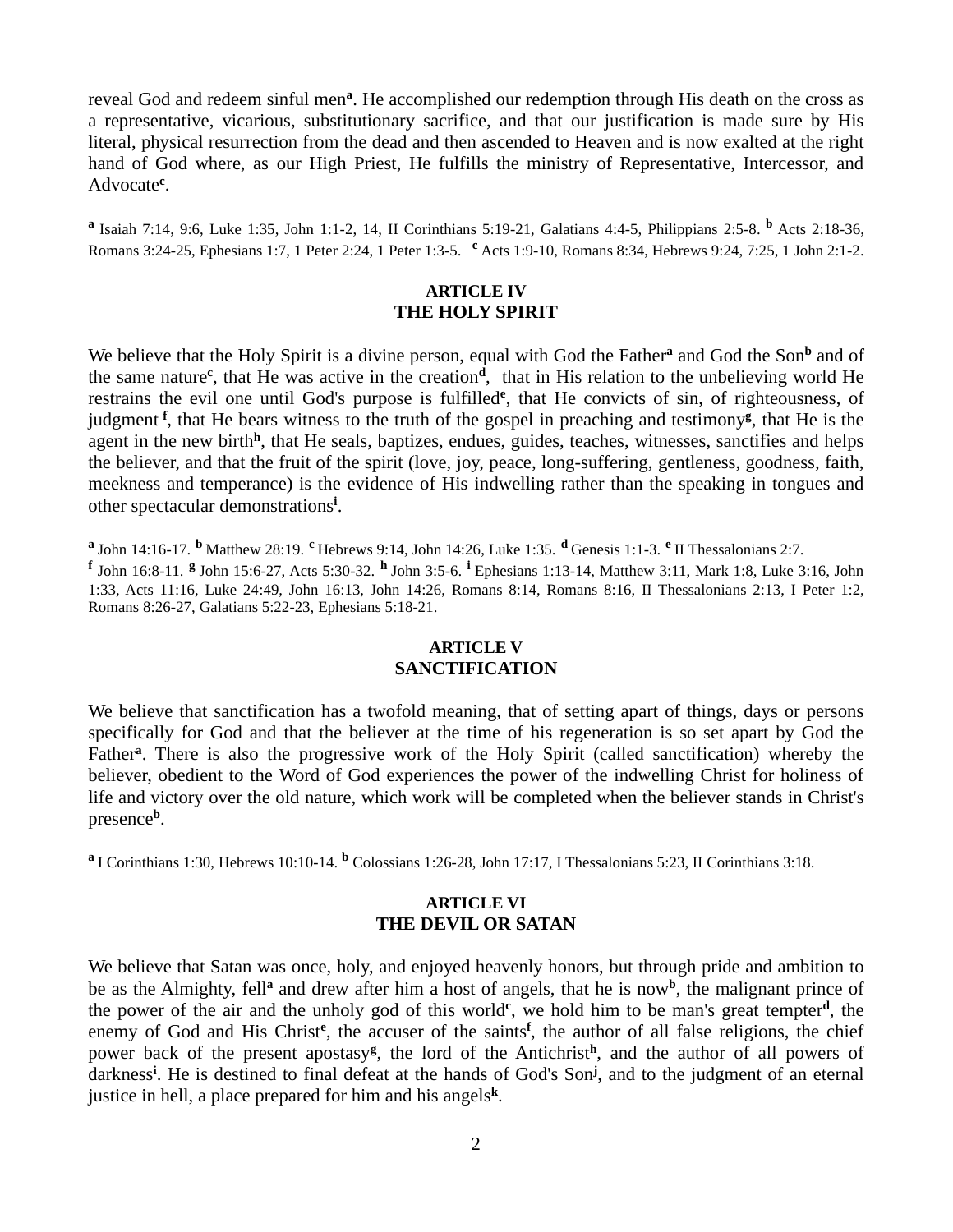reveal God and redeem sinful men[a]. He accomplished our redemption through His death on the cross as a representative, vicarious, substitutionary sacrifice, and that our justification is made sure by His literal, physical resurrection from the dead and then ascended to Heaven and is now exalted at the right hand of God where, as our High Priest, He fulfills the ministry of Representative, Intercessor, and Advocate[c].

[a] Isaiah 7:14, 9:6, Luke 1:35, John 1:1-2, 14, II Corinthians 5:19-21, Galatians 4:4-5, Philippians 2:5-8. [b] Acts 2:18-36, Romans 3:24-25, Ephesians 1:7, 1 Peter 2:24, 1 Peter 1:3-5. [c] Acts 1:9-10, Romans 8:34, Hebrews 9:24, 7:25, 1 John 2:1-2.

## ARTICLE IV
## THE HOLY SPIRIT

We believe that the Holy Spirit is a divine person, equal with God the Father[a] and God the Son[b] and of the same nature[c], that He was active in the creation[d], that in His relation to the unbelieving world He restrains the evil one until God's purpose is fulfilled[e], that He convicts of sin, of righteousness, of judgment [f], that He bears witness to the truth of the gospel in preaching and testimony[g], that He is the agent in the new birth[h], that He seals, baptizes, endues, guides, teaches, witnesses, sanctifies and helps the believer, and that the fruit of the spirit (love, joy, peace, long-suffering, gentleness, goodness, faith, meekness and temperance) is the evidence of His indwelling rather than the speaking in tongues and other spectacular demonstrations[i].

[a] John 14:16-17. [b] Matthew 28:19. [c] Hebrews 9:14, John 14:26, Luke 1:35. [d] Genesis 1:1-3. [e] II Thessalonians 2:7. [f] John 16:8-11. [g] John 15:6-27, Acts 5:30-32. [h] John 3:5-6. [i] Ephesians 1:13-14, Matthew 3:11, Mark 1:8, Luke 3:16, John 1:33, Acts 11:16, Luke 24:49, John 16:13, John 14:26, Romans 8:14, Romans 8:16, II Thessalonians 2:13, I Peter 1:2, Romans 8:26-27, Galatians 5:22-23, Ephesians 5:18-21.

## ARTICLE V
## SANCTIFICATION

We believe that sanctification has a twofold meaning, that of setting apart of things, days or persons specifically for God and that the believer at the time of his regeneration is so set apart by God the Father[a]. There is also the progressive work of the Holy Spirit (called sanctification) whereby the believer, obedient to the Word of God experiences the power of the indwelling Christ for holiness of life and victory over the old nature, which work will be completed when the believer stands in Christ's presence[b].

[a] I Corinthians 1:30, Hebrews 10:10-14. [b] Colossians 1:26-28, John 17:17, I Thessalonians 5:23, II Corinthians 3:18.

## ARTICLE VI
## THE DEVIL OR SATAN

We believe that Satan was once, holy, and enjoyed heavenly honors, but through pride and ambition to be as the Almighty, fell[a] and drew after him a host of angels, that he is now[b], the malignant prince of the power of the air and the unholy god of this world[c], we hold him to be man's great tempter[d], the enemy of God and His Christ[e], the accuser of the saints[f], the author of all false religions, the chief power back of the present apostasy[g], the lord of the Antichrist[h], and the author of all powers of darkness[i]. He is destined to final defeat at the hands of God's Son[j], and to the judgment of an eternal justice in hell, a place prepared for him and his angels[k].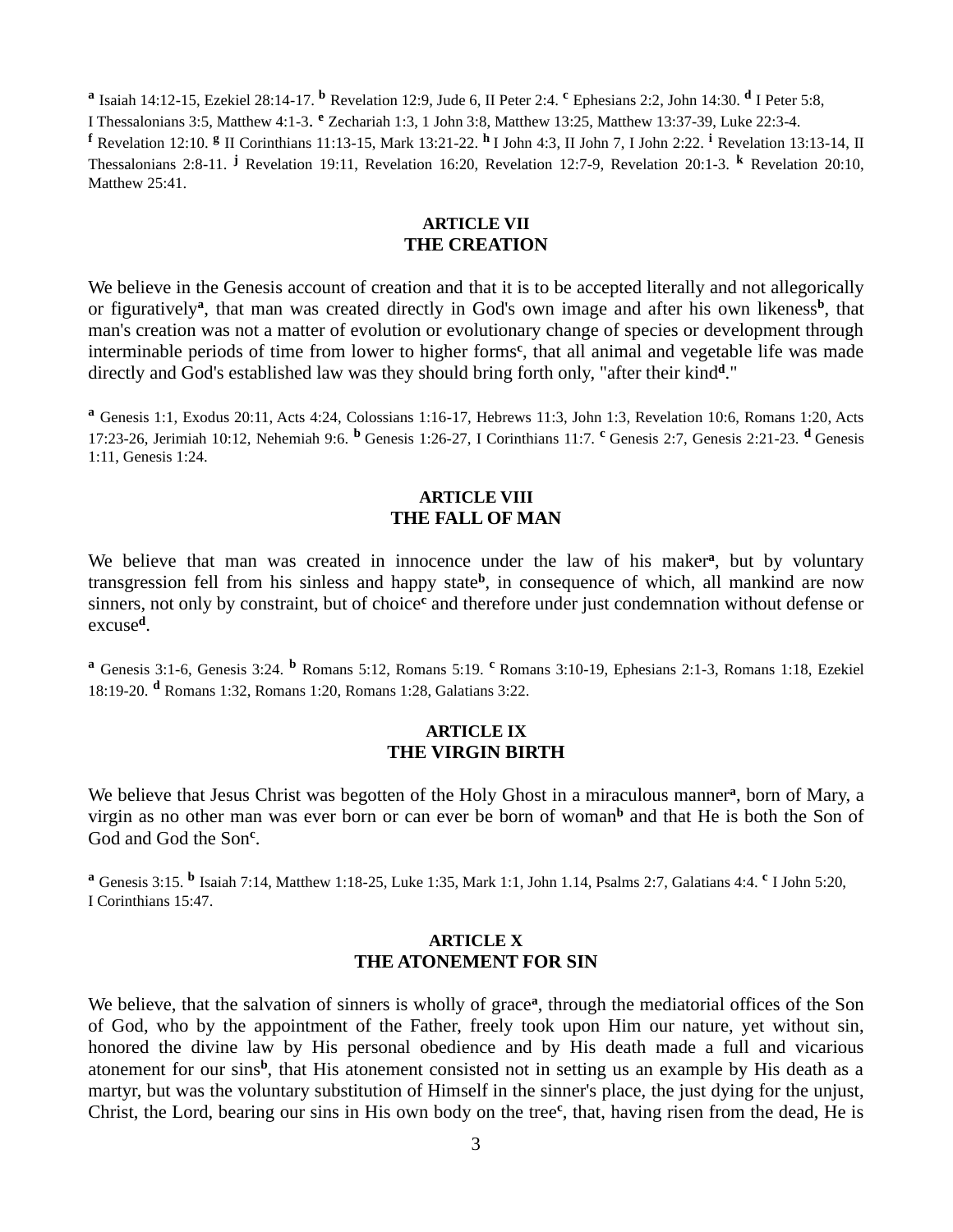[a] Isaiah 14:12-15, Ezekiel 28:14-17. [b] Revelation 12:9, Jude 6, II Peter 2:4. [c] Ephesians 2:2, John 14:30. [d] I Peter 5:8, I Thessalonians 3:5, Matthew 4:1-3. [e] Zechariah 1:3, 1 John 3:8, Matthew 13:25, Matthew 13:37-39, Luke 22:3-4. [f] Revelation 12:10. [g] II Corinthians 11:13-15, Mark 13:21-22. [h] I John 4:3, II John 7, I John 2:22. [i] Revelation 13:13-14, II Thessalonians 2:8-11. [j] Revelation 19:11, Revelation 16:20, Revelation 12:7-9, Revelation 20:1-3. [k] Revelation 20:10, Matthew 25:41.

## ARTICLE VII
## THE CREATION

We believe in the Genesis account of creation and that it is to be accepted literally and not allegorically or figuratively[a], that man was created directly in God's own image and after his own likeness[b], that man's creation was not a matter of evolution or evolutionary change of species or development through interminable periods of time from lower to higher forms[c], that all animal and vegetable life was made directly and God's established law was they should bring forth only, "after their kind[d]."

[a] Genesis 1:1, Exodus 20:11, Acts 4:24, Colossians 1:16-17, Hebrews 11:3, John 1:3, Revelation 10:6, Romans 1:20, Acts 17:23-26, Jerimiah 10:12, Nehemiah 9:6. [b] Genesis 1:26-27, I Corinthians 11:7. [c] Genesis 2:7, Genesis 2:21-23. [d] Genesis 1:11, Genesis 1:24.

## ARTICLE VIII
## THE FALL OF MAN

We believe that man was created in innocence under the law of his maker[a], but by voluntary transgression fell from his sinless and happy state[b], in consequence of which, all mankind are now sinners, not only by constraint, but of choice[c] and therefore under just condemnation without defense or excuse[d].

[a] Genesis 3:1-6, Genesis 3:24. [b] Romans 5:12, Romans 5:19. [c] Romans 3:10-19, Ephesians 2:1-3, Romans 1:18, Ezekiel 18:19-20. [d] Romans 1:32, Romans 1:20, Romans 1:28, Galatians 3:22.

## ARTICLE IX
## THE VIRGIN BIRTH

We believe that Jesus Christ was begotten of the Holy Ghost in a miraculous manner[a], born of Mary, a virgin as no other man was ever born or can ever be born of woman[b] and that He is both the Son of God and God the Son[c].

[a] Genesis 3:15. [b] Isaiah 7:14, Matthew 1:18-25, Luke 1:35, Mark 1:1, John 1.14, Psalms 2:7, Galatians 4:4. [c] I John 5:20, I Corinthians 15:47.

## ARTICLE X
## THE ATONEMENT FOR SIN

We believe, that the salvation of sinners is wholly of grace[a], through the mediatorial offices of the Son of God, who by the appointment of the Father, freely took upon Him our nature, yet without sin, honored the divine law by His personal obedience and by His death made a full and vicarious atonement for our sins[b], that His atonement consisted not in setting us an example by His death as a martyr, but was the voluntary substitution of Himself in the sinner's place, the just dying for the unjust, Christ, the Lord, bearing our sins in His own body on the tree[c], that, having risen from the dead, He is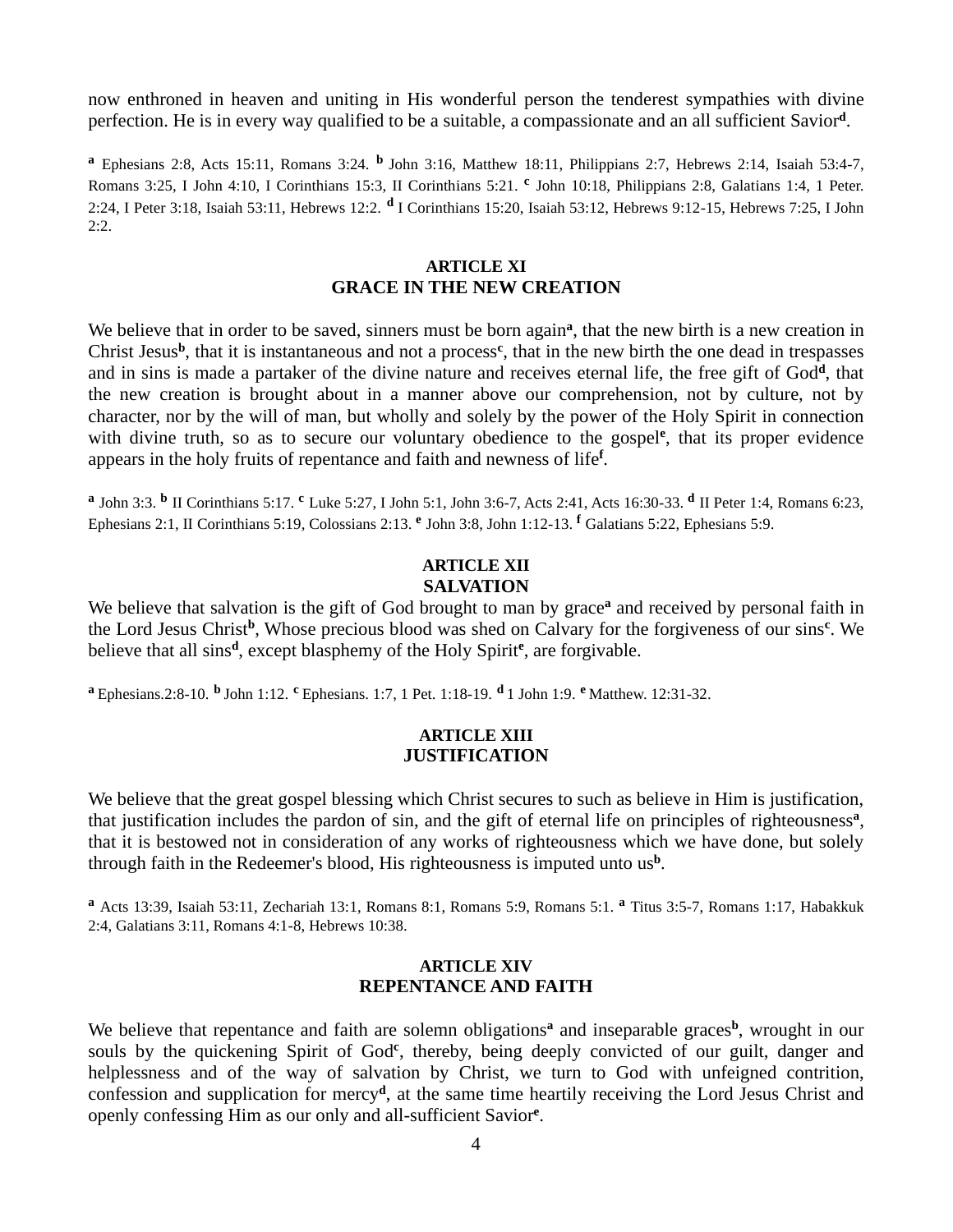now enthroned in heaven and uniting in His wonderful person the tenderest sympathies with divine perfection. He is in every way qualified to be a suitable, a compassionate and an all sufficient Savior[d].

[a] Ephesians 2:8, Acts 15:11, Romans 3:24. [b] John 3:16, Matthew 18:11, Philippians 2:7, Hebrews 2:14, Isaiah 53:4-7, Romans 3:25, I John 4:10, I Corinthians 15:3, II Corinthians 5:21. [c] John 10:18, Philippians 2:8, Galatians 1:4, 1 Peter. 2:24, I Peter 3:18, Isaiah 53:11, Hebrews 12:2. [d] I Corinthians 15:20, Isaiah 53:12, Hebrews 9:12-15, Hebrews 7:25, I John 2:2.

## ARTICLE XI
## GRACE IN THE NEW CREATION

We believe that in order to be saved, sinners must be born again[a], that the new birth is a new creation in Christ Jesus[b], that it is instantaneous and not a process[c], that in the new birth the one dead in trespasses and in sins is made a partaker of the divine nature and receives eternal life, the free gift of God[d], that the new creation is brought about in a manner above our comprehension, not by culture, not by character, nor by the will of man, but wholly and solely by the power of the Holy Spirit in connection with divine truth, so as to secure our voluntary obedience to the gospel[e], that its proper evidence appears in the holy fruits of repentance and faith and newness of life[f].

[a] John 3:3. [b] II Corinthians 5:17. [c] Luke 5:27, I John 5:1, John 3:6-7, Acts 2:41, Acts 16:30-33. [d] II Peter 1:4, Romans 6:23, Ephesians 2:1, II Corinthians 5:19, Colossians 2:13. [e] John 3:8, John 1:12-13. [f] Galatians 5:22, Ephesians 5:9.

## ARTICLE XII
## SALVATION

We believe that salvation is the gift of God brought to man by grace[a] and received by personal faith in the Lord Jesus Christ[b], Whose precious blood was shed on Calvary for the forgiveness of our sins[c]. We believe that all sins[d], except blasphemy of the Holy Spirit[e], are forgivable.

[a] Ephesians.2:8-10. [b] John 1:12. [c] Ephesians. 1:7, 1 Pet. 1:18-19. [d] 1 John 1:9. [e] Matthew. 12:31-32.

## ARTICLE XIII
## JUSTIFICATION

We believe that the great gospel blessing which Christ secures to such as believe in Him is justification, that justification includes the pardon of sin, and the gift of eternal life on principles of righteousness[a], that it is bestowed not in consideration of any works of righteousness which we have done, but solely through faith in the Redeemer's blood, His righteousness is imputed unto us[b].

[a] Acts 13:39, Isaiah 53:11, Zechariah 13:1, Romans 8:1, Romans 5:9, Romans 5:1. [a] Titus 3:5-7, Romans 1:17, Habakkuk 2:4, Galatians 3:11, Romans 4:1-8, Hebrews 10:38.

## ARTICLE XIV
## REPENTANCE AND FAITH

We believe that repentance and faith are solemn obligations[a] and inseparable graces[b], wrought in our souls by the quickening Spirit of God[c], thereby, being deeply convicted of our guilt, danger and helplessness and of the way of salvation by Christ, we turn to God with unfeigned contrition, confession and supplication for mercy[d], at the same time heartily receiving the Lord Jesus Christ and openly confessing Him as our only and all-sufficient Savior[e].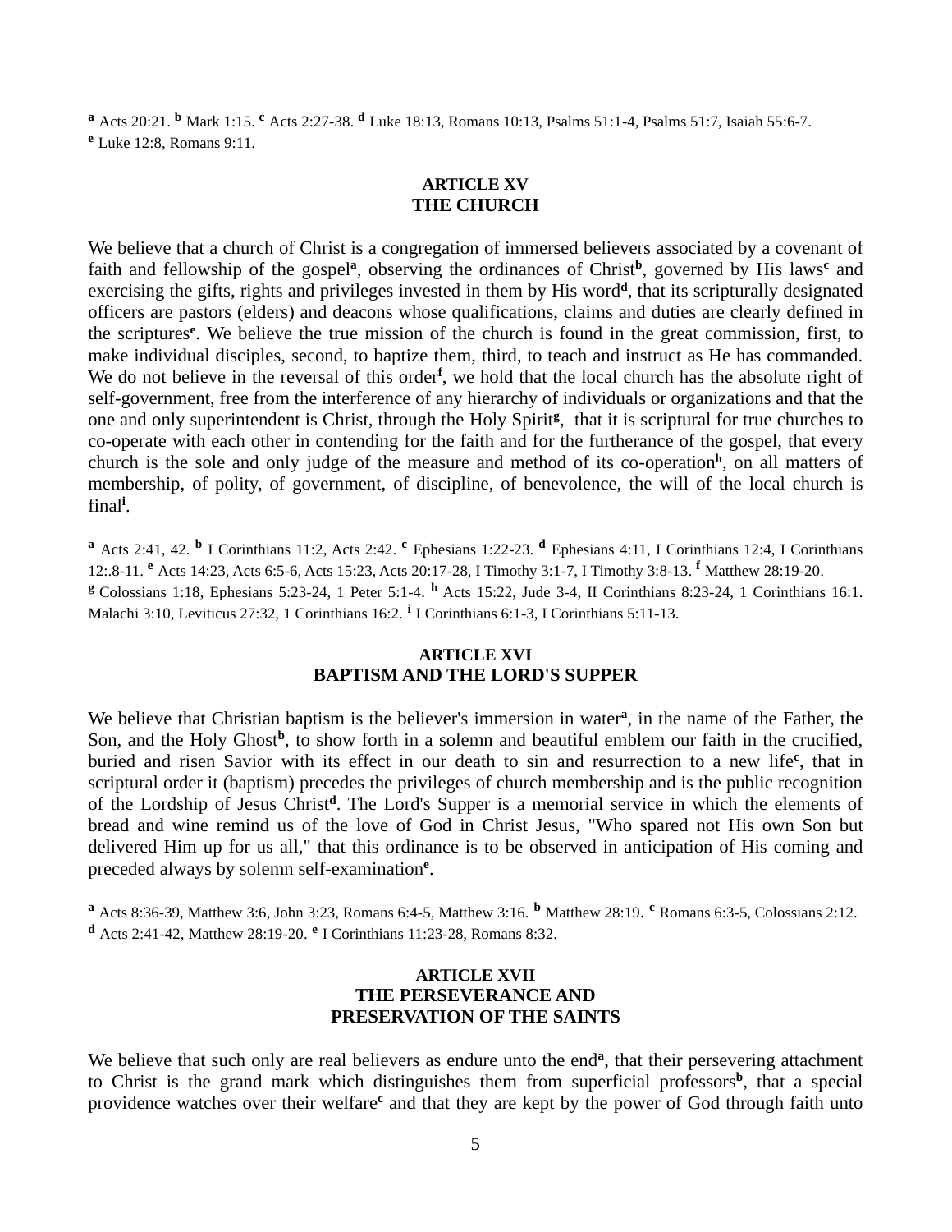[a] Acts 20:21. [b] Mark 1:15. [c] Acts 2:27-38. [d] Luke 18:13, Romans 10:13, Psalms 51:1-4, Psalms 51:7, Isaiah 55:6-7.
[e] Luke 12:8, Romans 9:11.

## ARTICLE XV
## THE CHURCH

We believe that a church of Christ is a congregation of immersed believers associated by a covenant of faith and fellowship of the gospel[a], observing the ordinances of Christ[b], governed by His laws[c] and exercising the gifts, rights and privileges invested in them by His word[d], that its scripturally designated officers are pastors (elders) and deacons whose qualifications, claims and duties are clearly defined in the scriptures[e]. We believe the true mission of the church is found in the great commission, first, to make individual disciples, second, to baptize them, third, to teach and instruct as He has commanded. We do not believe in the reversal of this order[f], we hold that the local church has the absolute right of self-government, free from the interference of any hierarchy of individuals or organizations and that the one and only superintendent is Christ, through the Holy Spirit[g], that it is scriptural for true churches to co-operate with each other in contending for the faith and for the furtherance of the gospel, that every church is the sole and only judge of the measure and method of its co-operation[h], on all matters of membership, of polity, of government, of discipline, of benevolence, the will of the local church is final[i].

[a] Acts 2:41, 42. [b] I Corinthians 11:2, Acts 2:42. [c] Ephesians 1:22-23. [d] Ephesians 4:11, I Corinthians 12:4, I Corinthians 12:.8-11. [e] Acts 14:23, Acts 6:5-6, Acts 15:23, Acts 20:17-28, I Timothy 3:1-7, I Timothy 3:8-13. [f] Matthew 28:19-20.
[g] Colossians 1:18, Ephesians 5:23-24, 1 Peter 5:1-4. [h] Acts 15:22, Jude 3-4, II Corinthians 8:23-24, 1 Corinthians 16:1. Malachi 3:10, Leviticus 27:32, 1 Corinthians 16:2. [i] I Corinthians 6:1-3, I Corinthians 5:11-13.

## ARTICLE XVI
## BAPTISM AND THE LORD'S SUPPER

We believe that Christian baptism is the believer's immersion in water[a], in the name of the Father, the Son, and the Holy Ghost[b], to show forth in a solemn and beautiful emblem our faith in the crucified, buried and risen Savior with its effect in our death to sin and resurrection to a new life[c], that in scriptural order it (baptism) precedes the privileges of church membership and is the public recognition of the Lordship of Jesus Christ[d]. The Lord's Supper is a memorial service in which the elements of bread and wine remind us of the love of God in Christ Jesus, "Who spared not His own Son but delivered Him up for us all," that this ordinance is to be observed in anticipation of His coming and preceded always by solemn self-examination[e].

[a] Acts 8:36-39, Matthew 3:6, John 3:23, Romans 6:4-5, Matthew 3:16. [b] Matthew 28:19. [c] Romans 6:3-5, Colossians 2:12.
[d] Acts 2:41-42, Matthew 28:19-20. [e] I Corinthians 11:23-28, Romans 8:32.

## ARTICLE XVII
## THE PERSEVERANCE AND PRESERVATION OF THE SAINTS

We believe that such only are real believers as endure unto the end[a], that their persevering attachment to Christ is the grand mark which distinguishes them from superficial professors[b], that a special providence watches over their welfare[c] and that they are kept by the power of God through faith unto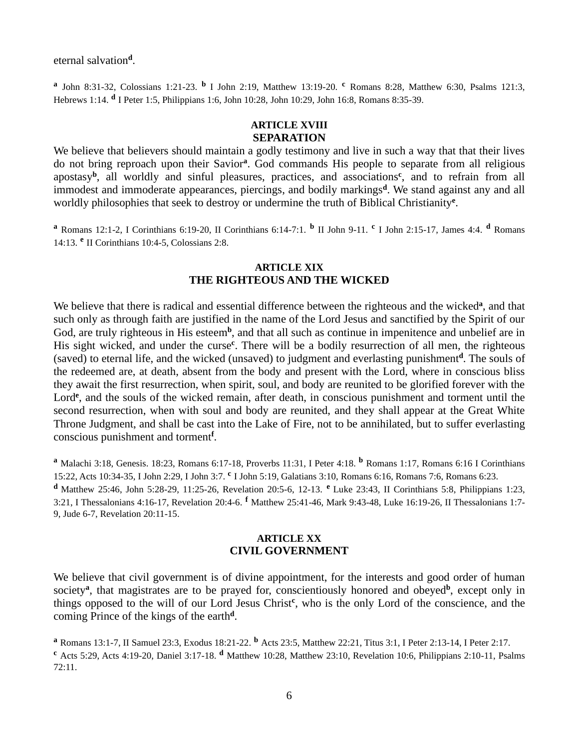eternal salvation[d].

[a] John 8:31-32, Colossians 1:21-23. [b] I John 2:19, Matthew 13:19-20. [c] Romans 8:28, Matthew 6:30, Psalms 121:3, Hebrews 1:14. [d] I Peter 1:5, Philippians 1:6, John 10:28, John 10:29, John 16:8, Romans 8:35-39.

## ARTICLE XVIII
## SEPARATION

We believe that believers should maintain a godly testimony and live in such a way that that their lives do not bring reproach upon their Savior[a]. God commands His people to separate from all religious apostasy[b], all worldly and sinful pleasures, practices, and associations[c], and to refrain from all immodest and immoderate appearances, piercings, and bodily markings[d]. We stand against any and all worldly philosophies that seek to destroy or undermine the truth of Biblical Christianity[e].

[a] Romans 12:1-2, I Corinthians 6:19-20, II Corinthians 6:14-7:1. [b] II John 9-11. [c] I John 2:15-17, James 4:4. [d] Romans 14:13. [e] II Corinthians 10:4-5, Colossians 2:8.

## ARTICLE XIX
## THE RIGHTEOUS AND THE WICKED

We believe that there is radical and essential difference between the righteous and the wicked[a], and that such only as through faith are justified in the name of the Lord Jesus and sanctified by the Spirit of our God, are truly righteous in His esteem[b], and that all such as continue in impenitence and unbelief are in His sight wicked, and under the curse[c]. There will be a bodily resurrection of all men, the righteous (saved) to eternal life, and the wicked (unsaved) to judgment and everlasting punishment[d]. The souls of the redeemed are, at death, absent from the body and present with the Lord, where in conscious bliss they await the first resurrection, when spirit, soul, and body are reunited to be glorified forever with the Lord[e], and the souls of the wicked remain, after death, in conscious punishment and torment until the second resurrection, when with soul and body are reunited, and they shall appear at the Great White Throne Judgment, and shall be cast into the Lake of Fire, not to be annihilated, but to suffer everlasting conscious punishment and torment[f].

[a] Malachi 3:18, Genesis. 18:23, Romans 6:17-18, Proverbs 11:31, I Peter 4:18. [b] Romans 1:17, Romans 6:16 I Corinthians 15:22, Acts 10:34-35, I John 2:29, I John 3:7. [c] I John 5:19, Galatians 3:10, Romans 6:16, Romans 7:6, Romans 6:23.
[d] Matthew 25:46, John 5:28-29, 11:25-26, Revelation 20:5-6, 12-13. [e] Luke 23:43, II Corinthians 5:8, Philippians 1:23, 3:21, I Thessalonians 4:16-17, Revelation 20:4-6. [f] Matthew 25:41-46, Mark 9:43-48, Luke 16:19-26, II Thessalonians 1:7-9, Jude 6-7, Revelation 20:11-15.

## ARTICLE XX
## CIVIL GOVERNMENT

We believe that civil government is of divine appointment, for the interests and good order of human society[a], that magistrates are to be prayed for, conscientiously honored and obeyed[b], except only in things opposed to the will of our Lord Jesus Christ[c], who is the only Lord of the conscience, and the coming Prince of the kings of the earth[d].

[a] Romans 13:1-7, II Samuel 23:3, Exodus 18:21-22. [b] Acts 23:5, Matthew 22:21, Titus 3:1, I Peter 2:13-14, I Peter 2:17.
[c] Acts 5:29, Acts 4:19-20, Daniel 3:17-18. [d] Matthew 10:28, Matthew 23:10, Revelation 10:6, Philippians 2:10-11, Psalms 72:11.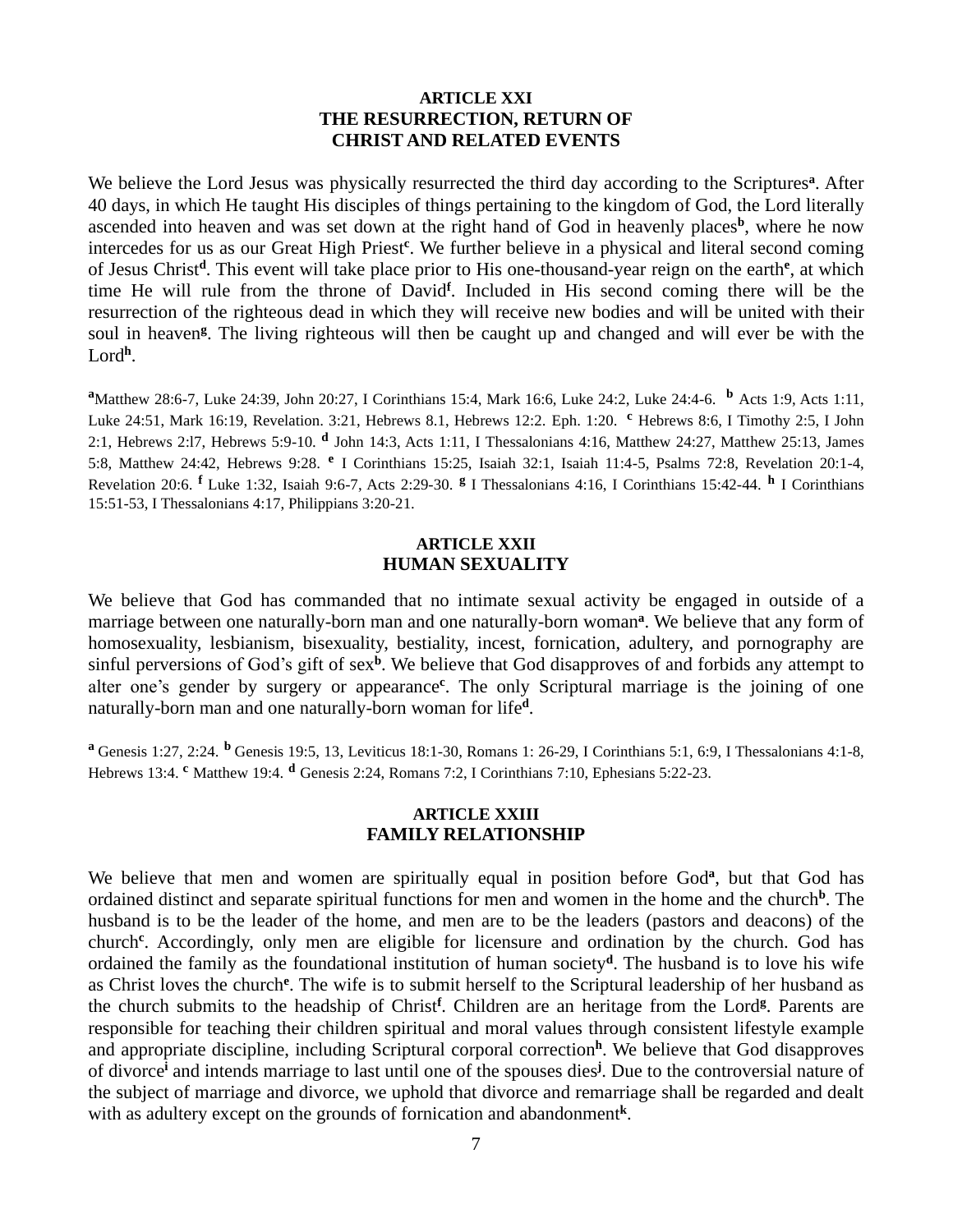## ARTICLE XXI
## THE RESURRECTION, RETURN OF CHRIST AND RELATED EVENTS

We believe the Lord Jesus was physically resurrected the third day according to the Scriptures[a]. After 40 days, in which He taught His disciples of things pertaining to the kingdom of God, the Lord literally ascended into heaven and was set down at the right hand of God in heavenly places[b], where he now intercedes for us as our Great High Priest[c]. We further believe in a physical and literal second coming of Jesus Christ[d]. This event will take place prior to His one-thousand-year reign on the earth[e], at which time He will rule from the throne of David[f]. Included in His second coming there will be the resurrection of the righteous dead in which they will receive new bodies and will be united with their soul in heaven[g]. The living righteous will then be caught up and changed and will ever be with the Lord[h].

[a]Matthew 28:6-7, Luke 24:39, John 20:27, I Corinthians 15:4, Mark 16:6, Luke 24:2, Luke 24:4-6. [b] Acts 1:9, Acts 1:11, Luke 24:51, Mark 16:19, Revelation. 3:21, Hebrews 8.1, Hebrews 12:2. Eph. 1:20. [c] Hebrews 8:6, I Timothy 2:5, I John 2:1, Hebrews 2:l7, Hebrews 5:9-10. [d] John 14:3, Acts 1:11, I Thessalonians 4:16, Matthew 24:27, Matthew 25:13, James 5:8, Matthew 24:42, Hebrews 9:28. [e] I Corinthians 15:25, Isaiah 32:1, Isaiah 11:4-5, Psalms 72:8, Revelation 20:1-4, Revelation 20:6. [f] Luke 1:32, Isaiah 9:6-7, Acts 2:29-30. [g] I Thessalonians 4:16, I Corinthians 15:42-44. [h] I Corinthians 15:51-53, I Thessalonians 4:17, Philippians 3:20-21.

## ARTICLE XXII
## HUMAN SEXUALITY

We believe that God has commanded that no intimate sexual activity be engaged in outside of a marriage between one naturally-born man and one naturally-born woman[a]. We believe that any form of homosexuality, lesbianism, bisexuality, bestiality, incest, fornication, adultery, and pornography are sinful perversions of God's gift of sex[b]. We believe that God disapproves of and forbids any attempt to alter one's gender by surgery or appearance[c]. The only Scriptural marriage is the joining of one naturally-born man and one naturally-born woman for life[d].

[a] Genesis 1:27, 2:24. [b] Genesis 19:5, 13, Leviticus 18:1-30, Romans 1: 26-29, I Corinthians 5:1, 6:9, I Thessalonians 4:1-8, Hebrews 13:4. [c] Matthew 19:4. [d] Genesis 2:24, Romans 7:2, I Corinthians 7:10, Ephesians 5:22-23.

## ARTICLE XXIII
## FAMILY RELATIONSHIP

We believe that men and women are spiritually equal in position before God[a], but that God has ordained distinct and separate spiritual functions for men and women in the home and the church[b]. The husband is to be the leader of the home, and men are to be the leaders (pastors and deacons) of the church[c]. Accordingly, only men are eligible for licensure and ordination by the church. God has ordained the family as the foundational institution of human society[d]. The husband is to love his wife as Christ loves the church[e]. The wife is to submit herself to the Scriptural leadership of her husband as the church submits to the headship of Christ[f]. Children are an heritage from the Lord[g]. Parents are responsible for teaching their children spiritual and moral values through consistent lifestyle example and appropriate discipline, including Scriptural corporal correction[h]. We believe that God disapproves of divorce[i] and intends marriage to last until one of the spouses dies[j]. Due to the controversial nature of the subject of marriage and divorce, we uphold that divorce and remarriage shall be regarded and dealt with as adultery except on the grounds of fornication and abandonment[k].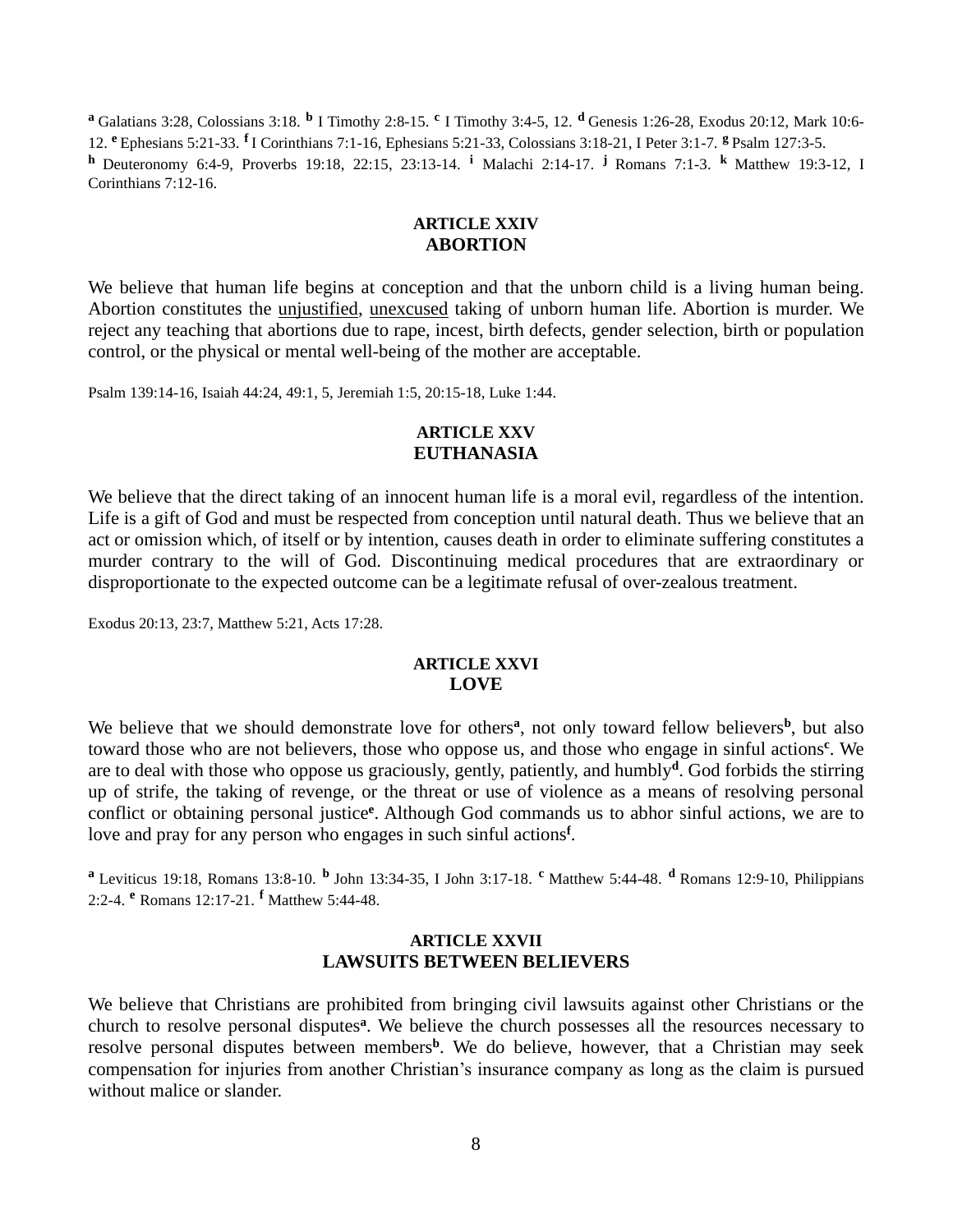[a] Galatians 3:28, Colossians 3:18. [b] I Timothy 2:8-15. [c] I Timothy 3:4-5, 12. [d] Genesis 1:26-28, Exodus 20:12, Mark 10:6-12. [e] Ephesians 5:21-33. [f] I Corinthians 7:1-16, Ephesians 5:21-33, Colossians 3:18-21, I Peter 3:1-7. [g] Psalm 127:3-5. [h] Deuteronomy 6:4-9, Proverbs 19:18, 22:15, 23:13-14. [i] Malachi 2:14-17. [j] Romans 7:1-3. [k] Matthew 19:3-12, I Corinthians 7:12-16.

## ARTICLE XXIV
## ABORTION

We believe that human life begins at conception and that the unborn child is a living human being. Abortion constitutes the <u>unjustified</u>, <u>unexcused</u> taking of unborn human life. Abortion is murder. We reject any teaching that abortions due to rape, incest, birth defects, gender selection, birth or population control, or the physical or mental well-being of the mother are acceptable.

Psalm 139:14-16, Isaiah 44:24, 49:1, 5, Jeremiah 1:5, 20:15-18, Luke 1:44.

## ARTICLE XXV
## EUTHANASIA

We believe that the direct taking of an innocent human life is a moral evil, regardless of the intention. Life is a gift of God and must be respected from conception until natural death. Thus we believe that an act or omission which, of itself or by intention, causes death in order to eliminate suffering constitutes a murder contrary to the will of God. Discontinuing medical procedures that are extraordinary or disproportionate to the expected outcome can be a legitimate refusal of over-zealous treatment.

Exodus 20:13, 23:7, Matthew 5:21, Acts 17:28.

## ARTICLE XXVI
## LOVE

We believe that we should demonstrate love for others[a], not only toward fellow believers[b], but also toward those who are not believers, those who oppose us, and those who engage in sinful actions[c]. We are to deal with those who oppose us graciously, gently, patiently, and humbly[d]. God forbids the stirring up of strife, the taking of revenge, or the threat or use of violence as a means of resolving personal conflict or obtaining personal justice[e]. Although God commands us to abhor sinful actions, we are to love and pray for any person who engages in such sinful actions[f].

[a] Leviticus 19:18, Romans 13:8-10. [b] John 13:34-35, I John 3:17-18. [c] Matthew 5:44-48. [d] Romans 12:9-10, Philippians 2:2-4. [e] Romans 12:17-21. [f] Matthew 5:44-48.

## ARTICLE XXVII
## LAWSUITS BETWEEN BELIEVERS

We believe that Christians are prohibited from bringing civil lawsuits against other Christians or the church to resolve personal disputes[a]. We believe the church possesses all the resources necessary to resolve personal disputes between members[b]. We do believe, however, that a Christian may seek compensation for injuries from another Christian's insurance company as long as the claim is pursued without malice or slander.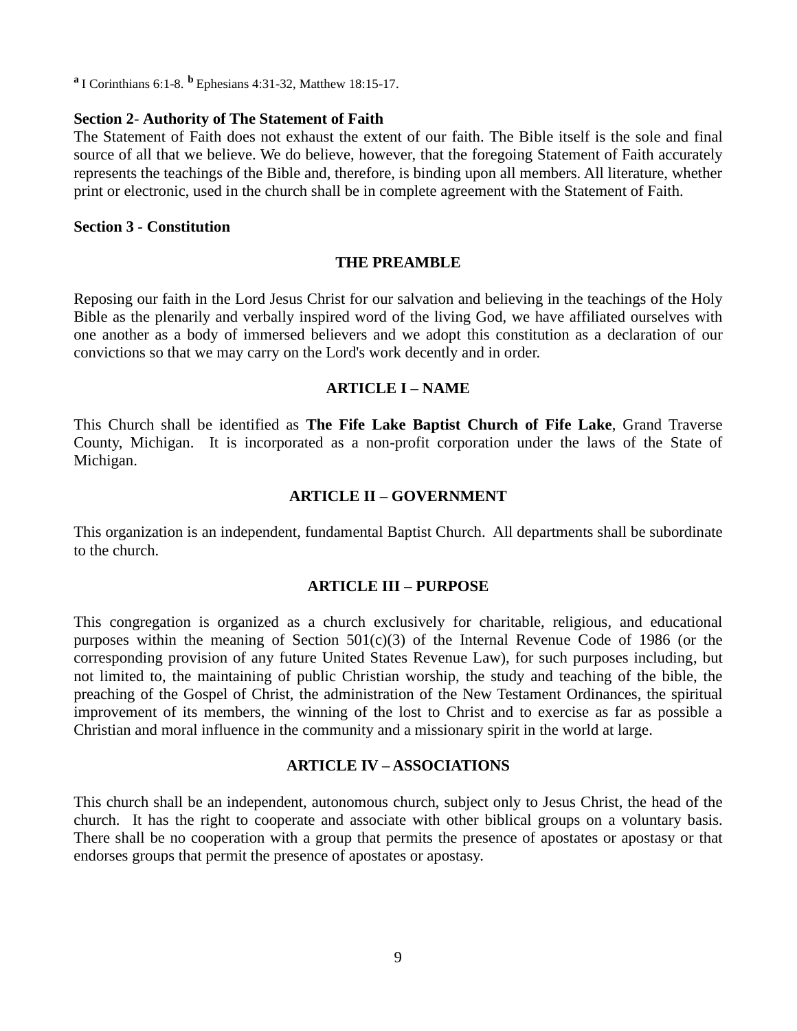[a] I Corinthians 6:1-8. [b] Ephesians 4:31-32, Matthew 18:15-17.

**Section 2- Authority of The Statement of Faith**

The Statement of Faith does not exhaust the extent of our faith. The Bible itself is the sole and final source of all that we believe. We do believe, however, that the foregoing Statement of Faith accurately represents the teachings of the Bible and, therefore, is binding upon all members. All literature, whether print or electronic, used in the church shall be in complete agreement with the Statement of Faith.

**Section 3 - Constitution**

## THE PREAMBLE

Reposing our faith in the Lord Jesus Christ for our salvation and believing in the teachings of the Holy Bible as the plenarily and verbally inspired word of the living God, we have affiliated ourselves with one another as a body of immersed believers and we adopt this constitution as a declaration of our convictions so that we may carry on the Lord's work decently and in order.

## ARTICLE I – NAME

This Church shall be identified as **The Fife Lake Baptist Church of Fife Lake**, Grand Traverse County, Michigan. It is incorporated as a non-profit corporation under the laws of the State of Michigan.

## ARTICLE II – GOVERNMENT

This organization is an independent, fundamental Baptist Church. All departments shall be subordinate to the church.

## ARTICLE III – PURPOSE

This congregation is organized as a church exclusively for charitable, religious, and educational purposes within the meaning of Section 501(c)(3) of the Internal Revenue Code of 1986 (or the corresponding provision of any future United States Revenue Law), for such purposes including, but not limited to, the maintaining of public Christian worship, the study and teaching of the bible, the preaching of the Gospel of Christ, the administration of the New Testament Ordinances, the spiritual improvement of its members, the winning of the lost to Christ and to exercise as far as possible a Christian and moral influence in the community and a missionary spirit in the world at large.

## ARTICLE IV – ASSOCIATIONS

This church shall be an independent, autonomous church, subject only to Jesus Christ, the head of the church. It has the right to cooperate and associate with other biblical groups on a voluntary basis. There shall be no cooperation with a group that permits the presence of apostates or apostasy or that endorses groups that permit the presence of apostates or apostasy.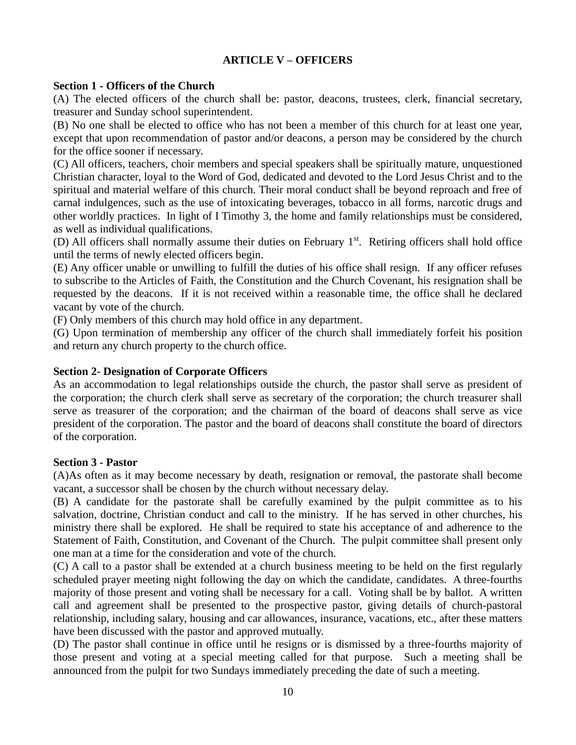## ARTICLE V – OFFICERS

**Section 1 - Officers of the Church**

(A) The elected officers of the church shall be: pastor, deacons, trustees, clerk, financial secretary, treasurer and Sunday school superintendent.

(B) No one shall be elected to office who has not been a member of this church for at least one year, except that upon recommendation of pastor and/or deacons, a person may be considered by the church for the office sooner if necessary.

(C) All officers, teachers, choir members and special speakers shall be spiritually mature, unquestioned Christian character, loyal to the Word of God, dedicated and devoted to the Lord Jesus Christ and to the spiritual and material welfare of this church. Their moral conduct shall be beyond reproach and free of carnal indulgences, such as the use of intoxicating beverages, tobacco in all forms, narcotic drugs and other worldly practices. In light of I Timothy 3, the home and family relationships must be considered, as well as individual qualifications.

(D) All officers shall normally assume their duties on February 1st. Retiring officers shall hold office until the terms of newly elected officers begin.

(E) Any officer unable or unwilling to fulfill the duties of his office shall resign. If any officer refuses to subscribe to the Articles of Faith, the Constitution and the Church Covenant, his resignation shall be requested by the deacons. If it is not received within a reasonable time, the office shall he declared vacant by vote of the church.

(F) Only members of this church may hold office in any department.

(G) Upon termination of membership any officer of the church shall immediately forfeit his position and return any church property to the church office.

**Section 2- Designation of Corporate Officers**

As an accommodation to legal relationships outside the church, the pastor shall serve as president of the corporation; the church clerk shall serve as secretary of the corporation; the church treasurer shall serve as treasurer of the corporation; and the chairman of the board of deacons shall serve as vice president of the corporation. The pastor and the board of deacons shall constitute the board of directors of the corporation.

**Section 3 - Pastor**

(A)As often as it may become necessary by death, resignation or removal, the pastorate shall become vacant, a successor shall be chosen by the church without necessary delay.

(B) A candidate for the pastorate shall be carefully examined by the pulpit committee as to his salvation, doctrine, Christian conduct and call to the ministry. If he has served in other churches, his ministry there shall be explored. He shall be required to state his acceptance of and adherence to the Statement of Faith, Constitution, and Covenant of the Church. The pulpit committee shall present only one man at a time for the consideration and vote of the church.

(C) A call to a pastor shall be extended at a church business meeting to be held on the first regularly scheduled prayer meeting night following the day on which the candidate, candidates. A three-fourths majority of those present and voting shall be necessary for a call. Voting shall be by ballot. A written call and agreement shall be presented to the prospective pastor, giving details of church-pastoral relationship, including salary, housing and car allowances, insurance, vacations, etc., after these matters have been discussed with the pastor and approved mutually.

(D) The pastor shall continue in office until he resigns or is dismissed by a three-fourths majority of those present and voting at a special meeting called for that purpose. Such a meeting shall be announced from the pulpit for two Sundays immediately preceding the date of such a meeting.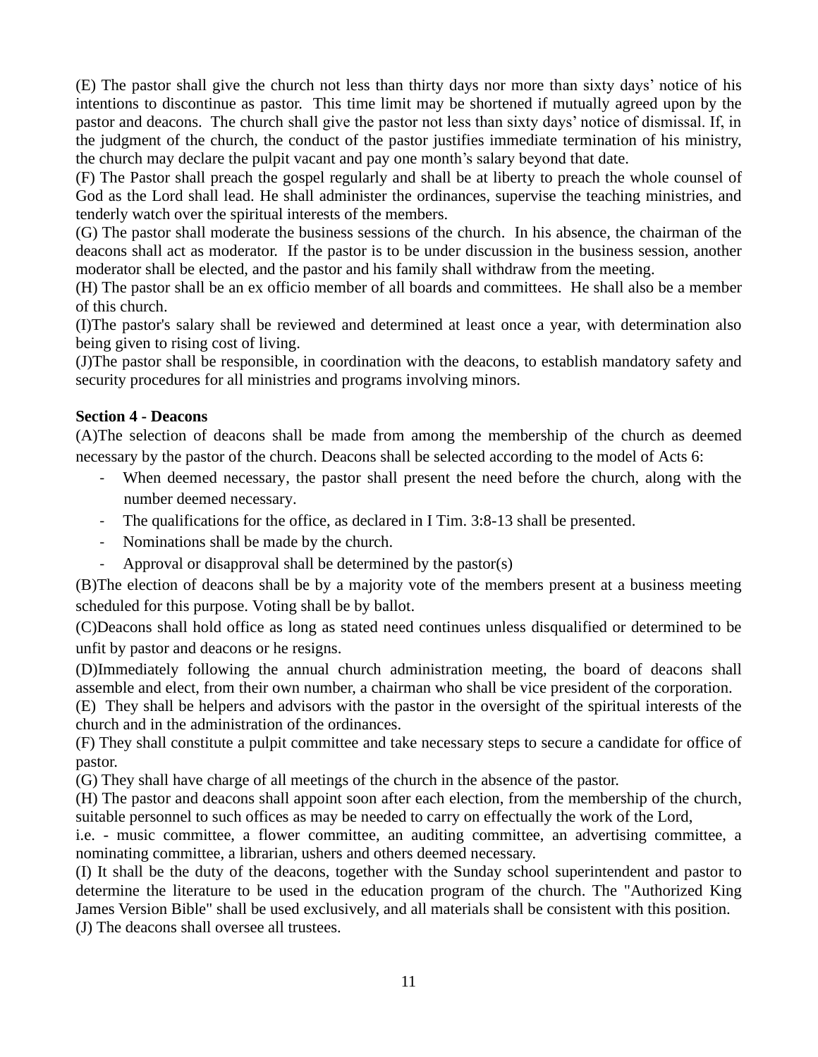(E) The pastor shall give the church not less than thirty days nor more than sixty days' notice of his intentions to discontinue as pastor. This time limit may be shortened if mutually agreed upon by the pastor and deacons. The church shall give the pastor not less than sixty days' notice of dismissal. If, in the judgment of the church, the conduct of the pastor justifies immediate termination of his ministry, the church may declare the pulpit vacant and pay one month's salary beyond that date.

(F) The Pastor shall preach the gospel regularly and shall be at liberty to preach the whole counsel of God as the Lord shall lead. He shall administer the ordinances, supervise the teaching ministries, and tenderly watch over the spiritual interests of the members.

(G) The pastor shall moderate the business sessions of the church. In his absence, the chairman of the deacons shall act as moderator. If the pastor is to be under discussion in the business session, another moderator shall be elected, and the pastor and his family shall withdraw from the meeting.

(H) The pastor shall be an ex officio member of all boards and committees. He shall also be a member of this church.

(I)The pastor's salary shall be reviewed and determined at least once a year, with determination also being given to rising cost of living.

(J)The pastor shall be responsible, in coordination with the deacons, to establish mandatory safety and security procedures for all ministries and programs involving minors.

**Section 4 - Deacons**

(A)The selection of deacons shall be made from among the membership of the church as deemed necessary by the pastor of the church. Deacons shall be selected according to the model of Acts 6:

- When deemed necessary, the pastor shall present the need before the church, along with the number deemed necessary.
- The qualifications for the office, as declared in I Tim. 3:8-13 shall be presented.
- Nominations shall be made by the church.
- Approval or disapproval shall be determined by the pastor(s)

(B)The election of deacons shall be by a majority vote of the members present at a business meeting scheduled for this purpose. Voting shall be by ballot.

(C)Deacons shall hold office as long as stated need continues unless disqualified or determined to be unfit by pastor and deacons or he resigns.

(D)Immediately following the annual church administration meeting, the board of deacons shall assemble and elect, from their own number, a chairman who shall be vice president of the corporation.

(E) They shall be helpers and advisors with the pastor in the oversight of the spiritual interests of the church and in the administration of the ordinances.

(F) They shall constitute a pulpit committee and take necessary steps to secure a candidate for office of pastor.

(G) They shall have charge of all meetings of the church in the absence of the pastor.

(H) The pastor and deacons shall appoint soon after each election, from the membership of the church, suitable personnel to such offices as may be needed to carry on effectually the work of the Lord,
i.e. - music committee, a flower committee, an auditing committee, an advertising committee, a nominating committee, a librarian, ushers and others deemed necessary.

(I) It shall be the duty of the deacons, together with the Sunday school superintendent and pastor to determine the literature to be used in the education program of the church. The "Authorized King James Version Bible" shall be used exclusively, and all materials shall be consistent with this position.

(J) The deacons shall oversee all trustees.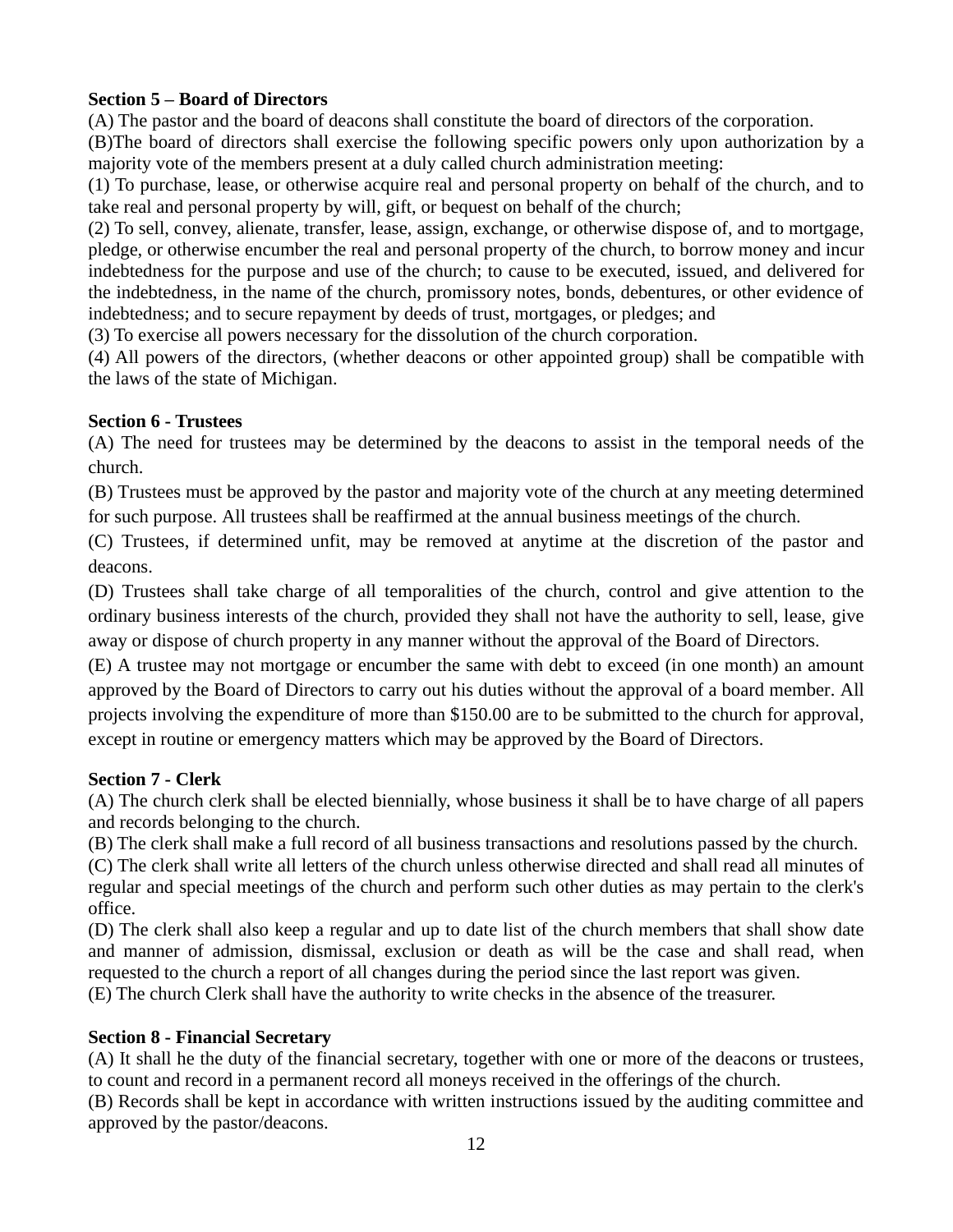**Section 5 – Board of Directors**

(A) The pastor and the board of deacons shall constitute the board of directors of the corporation.

(B)The board of directors shall exercise the following specific powers only upon authorization by a majority vote of the members present at a duly called church administration meeting:

(1) To purchase, lease, or otherwise acquire real and personal property on behalf of the church, and to take real and personal property by will, gift, or bequest on behalf of the church;

(2) To sell, convey, alienate, transfer, lease, assign, exchange, or otherwise dispose of, and to mortgage, pledge, or otherwise encumber the real and personal property of the church, to borrow money and incur indebtedness for the purpose and use of the church; to cause to be executed, issued, and delivered for the indebtedness, in the name of the church, promissory notes, bonds, debentures, or other evidence of indebtedness; and to secure repayment by deeds of trust, mortgages, or pledges; and

(3) To exercise all powers necessary for the dissolution of the church corporation.

(4) All powers of the directors, (whether deacons or other appointed group) shall be compatible with the laws of the state of Michigan.

**Section 6 - Trustees**

(A) The need for trustees may be determined by the deacons to assist in the temporal needs of the church.

(B) Trustees must be approved by the pastor and majority vote of the church at any meeting determined for such purpose. All trustees shall be reaffirmed at the annual business meetings of the church.

(C) Trustees, if determined unfit, may be removed at anytime at the discretion of the pastor and deacons.

(D) Trustees shall take charge of all temporalities of the church, control and give attention to the ordinary business interests of the church, provided they shall not have the authority to sell, lease, give away or dispose of church property in any manner without the approval of the Board of Directors.

(E) A trustee may not mortgage or encumber the same with debt to exceed (in one month) an amount approved by the Board of Directors to carry out his duties without the approval of a board member. All projects involving the expenditure of more than $150.00 are to be submitted to the church for approval, except in routine or emergency matters which may be approved by the Board of Directors.

**Section 7 - Clerk**

(A) The church clerk shall be elected biennially, whose business it shall be to have charge of all papers and records belonging to the church.

(B) The clerk shall make a full record of all business transactions and resolutions passed by the church.

(C) The clerk shall write all letters of the church unless otherwise directed and shall read all minutes of regular and special meetings of the church and perform such other duties as may pertain to the clerk's office.

(D) The clerk shall also keep a regular and up to date list of the church members that shall show date and manner of admission, dismissal, exclusion or death as will be the case and shall read, when requested to the church a report of all changes during the period since the last report was given.

(E) The church Clerk shall have the authority to write checks in the absence of the treasurer.

**Section 8 - Financial Secretary**

(A) It shall he the duty of the financial secretary, together with one or more of the deacons or trustees, to count and record in a permanent record all moneys received in the offerings of the church.

(B) Records shall be kept in accordance with written instructions issued by the auditing committee and approved by the pastor/deacons.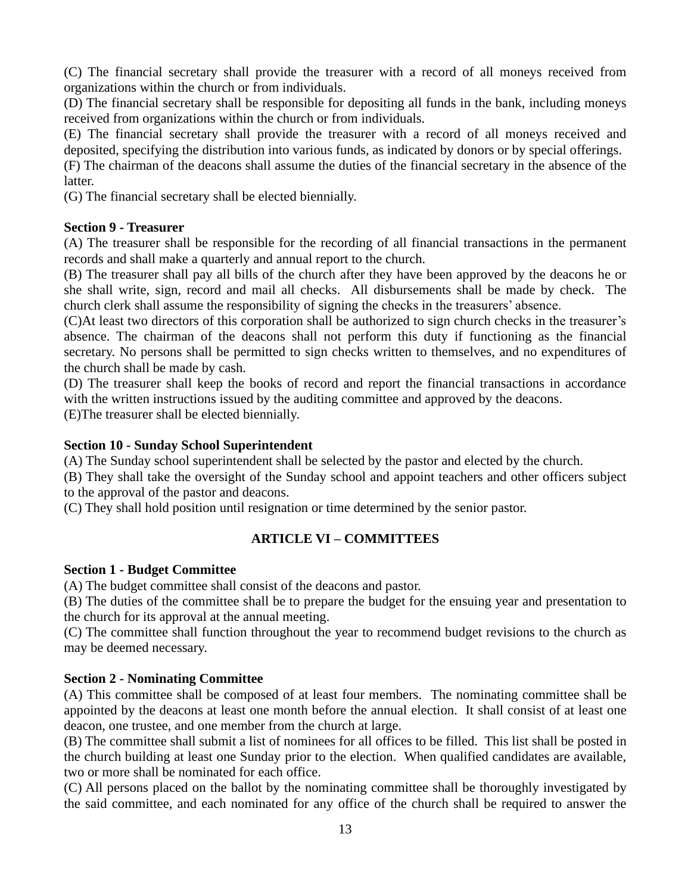(C) The financial secretary shall provide the treasurer with a record of all moneys received from organizations within the church or from individuals.

(D) The financial secretary shall be responsible for depositing all funds in the bank, including moneys received from organizations within the church or from individuals.

(E) The financial secretary shall provide the treasurer with a record of all moneys received and deposited, specifying the distribution into various funds, as indicated by donors or by special offerings.

(F) The chairman of the deacons shall assume the duties of the financial secretary in the absence of the latter.

(G) The financial secretary shall be elected biennially.

**Section 9 - Treasurer**

(A) The treasurer shall be responsible for the recording of all financial transactions in the permanent records and shall make a quarterly and annual report to the church.

(B) The treasurer shall pay all bills of the church after they have been approved by the deacons he or she shall write, sign, record and mail all checks. All disbursements shall be made by check. The church clerk shall assume the responsibility of signing the checks in the treasurers' absence.

(C)At least two directors of this corporation shall be authorized to sign church checks in the treasurer's absence. The chairman of the deacons shall not perform this duty if functioning as the financial secretary. No persons shall be permitted to sign checks written to themselves, and no expenditures of the church shall be made by cash.

(D) The treasurer shall keep the books of record and report the financial transactions in accordance with the written instructions issued by the auditing committee and approved by the deacons.

(E)The treasurer shall be elected biennially.

**Section 10 - Sunday School Superintendent**

(A) The Sunday school superintendent shall be selected by the pastor and elected by the church.

(B) They shall take the oversight of the Sunday school and appoint teachers and other officers subject to the approval of the pastor and deacons.

(C) They shall hold position until resignation or time determined by the senior pastor.

## ARTICLE VI – COMMITTEES

**Section 1 - Budget Committee**

(A) The budget committee shall consist of the deacons and pastor.

(B) The duties of the committee shall be to prepare the budget for the ensuing year and presentation to the church for its approval at the annual meeting.

(C) The committee shall function throughout the year to recommend budget revisions to the church as may be deemed necessary.

**Section 2 - Nominating Committee**

(A) This committee shall be composed of at least four members. The nominating committee shall be appointed by the deacons at least one month before the annual election. It shall consist of at least one deacon, one trustee, and one member from the church at large.

(B) The committee shall submit a list of nominees for all offices to be filled. This list shall be posted in the church building at least one Sunday prior to the election. When qualified candidates are available, two or more shall be nominated for each office.

(C) All persons placed on the ballot by the nominating committee shall be thoroughly investigated by the said committee, and each nominated for any office of the church shall be required to answer the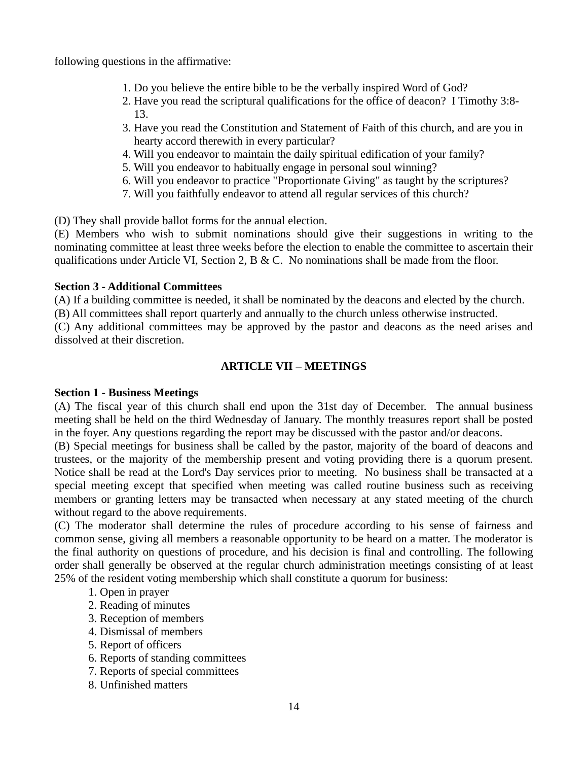following questions in the affirmative:

1. Do you believe the entire bible to be the verbally inspired Word of God?
2. Have you read the scriptural qualifications for the office of deacon? I Timothy 3:8-13.
3. Have you read the Constitution and Statement of Faith of this church, and are you in hearty accord therewith in every particular?
4. Will you endeavor to maintain the daily spiritual edification of your family?
5. Will you endeavor to habitually engage in personal soul winning?
6. Will you endeavor to practice "Proportionate Giving" as taught by the scriptures?
7. Will you faithfully endeavor to attend all regular services of this church?

(D) They shall provide ballot forms for the annual election.
(E) Members who wish to submit nominations should give their suggestions in writing to the nominating committee at least three weeks before the election to enable the committee to ascertain their qualifications under Article VI, Section 2, B & C. No nominations shall be made from the floor.

**Section 3 - Additional Committees**
(A) If a building committee is needed, it shall be nominated by the deacons and elected by the church.
(B) All committees shall report quarterly and annually to the church unless otherwise instructed.
(C) Any additional committees may be approved by the pastor and deacons as the need arises and dissolved at their discretion.

## ARTICLE VII – MEETINGS

**Section 1 - Business Meetings**
(A) The fiscal year of this church shall end upon the 31st day of December. The annual business meeting shall be held on the third Wednesday of January. The monthly treasures report shall be posted in the foyer. Any questions regarding the report may be discussed with the pastor and/or deacons.
(B) Special meetings for business shall be called by the pastor, majority of the board of deacons and trustees, or the majority of the membership present and voting providing there is a quorum present. Notice shall be read at the Lord's Day services prior to meeting. No business shall be transacted at a special meeting except that specified when meeting was called routine business such as receiving members or granting letters may be transacted when necessary at any stated meeting of the church without regard to the above requirements.
(C) The moderator shall determine the rules of procedure according to his sense of fairness and common sense, giving all members a reasonable opportunity to be heard on a matter. The moderator is the final authority on questions of procedure, and his decision is final and controlling. The following order shall generally be observed at the regular church administration meetings consisting of at least 25% of the resident voting membership which shall constitute a quorum for business:

1. Open in prayer
2. Reading of minutes
3. Reception of members
4. Dismissal of members
5. Report of officers
6. Reports of standing committees
7. Reports of special committees
8. Unfinished matters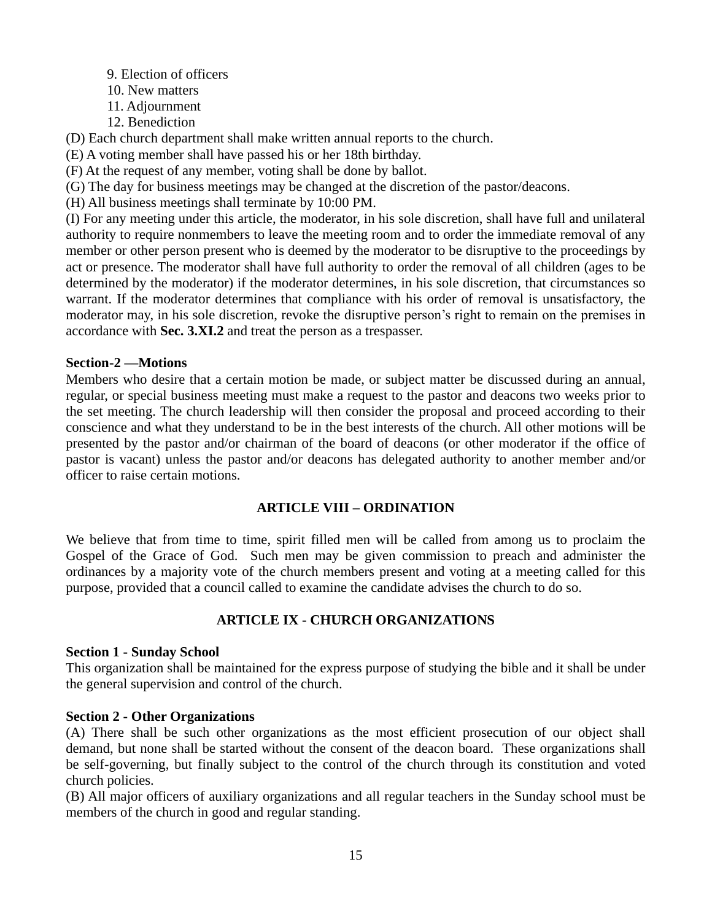9. Election of officers
10. New matters
11. Adjournment
12. Benediction

(D) Each church department shall make written annual reports to the church.

(E) A voting member shall have passed his or her 18th birthday.

(F) At the request of any member, voting shall be done by ballot.

(G) The day for business meetings may be changed at the discretion of the pastor/deacons.

(H) All business meetings shall terminate by 10:00 PM.

(I) For any meeting under this article, the moderator, in his sole discretion, shall have full and unilateral authority to require nonmembers to leave the meeting room and to order the immediate removal of any member or other person present who is deemed by the moderator to be disruptive to the proceedings by act or presence. The moderator shall have full authority to order the removal of all children (ages to be determined by the moderator) if the moderator determines, in his sole discretion, that circumstances so warrant. If the moderator determines that compliance with his order of removal is unsatisfactory, the moderator may, in his sole discretion, revoke the disruptive person's right to remain on the premises in accordance with **Sec. 3.XI.2** and treat the person as a trespasser.

**Section-2 —Motions**

Members who desire that a certain motion be made, or subject matter be discussed during an annual, regular, or special business meeting must make a request to the pastor and deacons two weeks prior to the set meeting. The church leadership will then consider the proposal and proceed according to their conscience and what they understand to be in the best interests of the church. All other motions will be presented by the pastor and/or chairman of the board of deacons (or other moderator if the office of pastor is vacant) unless the pastor and/or deacons has delegated authority to another member and/or officer to raise certain motions.

## ARTICLE VIII – ORDINATION

We believe that from time to time, spirit filled men will be called from among us to proclaim the Gospel of the Grace of God. Such men may be given commission to preach and administer the ordinances by a majority vote of the church members present and voting at a meeting called for this purpose, provided that a council called to examine the candidate advises the church to do so.

## ARTICLE IX - CHURCH ORGANIZATIONS

**Section 1 - Sunday School**

This organization shall be maintained for the express purpose of studying the bible and it shall be under the general supervision and control of the church.

**Section 2 - Other Organizations**

(A) There shall be such other organizations as the most efficient prosecution of our object shall demand, but none shall be started without the consent of the deacon board. These organizations shall be self-governing, but finally subject to the control of the church through its constitution and voted church policies.

(B) All major officers of auxiliary organizations and all regular teachers in the Sunday school must be members of the church in good and regular standing.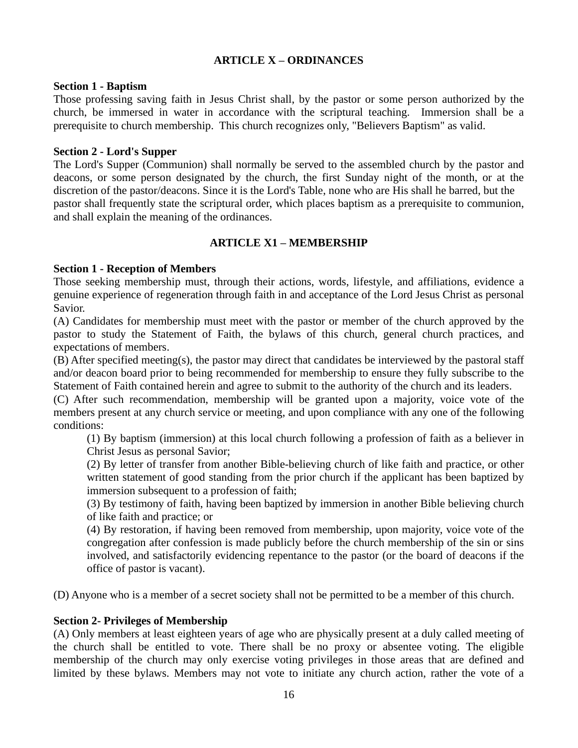## ARTICLE X – ORDINANCES

**Section 1 - Baptism**
Those professing saving faith in Jesus Christ shall, by the pastor or some person authorized by the church, be immersed in water in accordance with the scriptural teaching. Immersion shall be a prerequisite to church membership. This church recognizes only, "Believers Baptism" as valid.

**Section 2 - Lord's Supper**
The Lord's Supper (Communion) shall normally be served to the assembled church by the pastor and deacons, or some person designated by the church, the first Sunday night of the month, or at the discretion of the pastor/deacons. Since it is the Lord's Table, none who are His shall he barred, but the pastor shall frequently state the scriptural order, which places baptism as a prerequisite to communion, and shall explain the meaning of the ordinances.

## ARTICLE X1 – MEMBERSHIP

**Section 1 - Reception of Members**
Those seeking membership must, through their actions, words, lifestyle, and affiliations, evidence a genuine experience of regeneration through faith in and acceptance of the Lord Jesus Christ as personal Savior.

(A) Candidates for membership must meet with the pastor or member of the church approved by the pastor to study the Statement of Faith, the bylaws of this church, general church practices, and expectations of members.

(B) After specified meeting(s), the pastor may direct that candidates be interviewed by the pastoral staff and/or deacon board prior to being recommended for membership to ensure they fully subscribe to the Statement of Faith contained herein and agree to submit to the authority of the church and its leaders.

(C) After such recommendation, membership will be granted upon a majority, voice vote of the members present at any church service or meeting, and upon compliance with any one of the following conditions:

> (1) By baptism (immersion) at this local church following a profession of faith as a believer in Christ Jesus as personal Savior;
>
> (2) By letter of transfer from another Bible-believing church of like faith and practice, or other written statement of good standing from the prior church if the applicant has been baptized by immersion subsequent to a profession of faith;
>
> (3) By testimony of faith, having been baptized by immersion in another Bible believing church of like faith and practice; or
>
> (4) By restoration, if having been removed from membership, upon majority, voice vote of the congregation after confession is made publicly before the church membership of the sin or sins involved, and satisfactorily evidencing repentance to the pastor (or the board of deacons if the office of pastor is vacant).

(D) Anyone who is a member of a secret society shall not be permitted to be a member of this church.

**Section 2- Privileges of Membership**
(A) Only members at least eighteen years of age who are physically present at a duly called meeting of the church shall be entitled to vote. There shall be no proxy or absentee voting. The eligible membership of the church may only exercise voting privileges in those areas that are defined and limited by these bylaws. Members may not vote to initiate any church action, rather the vote of a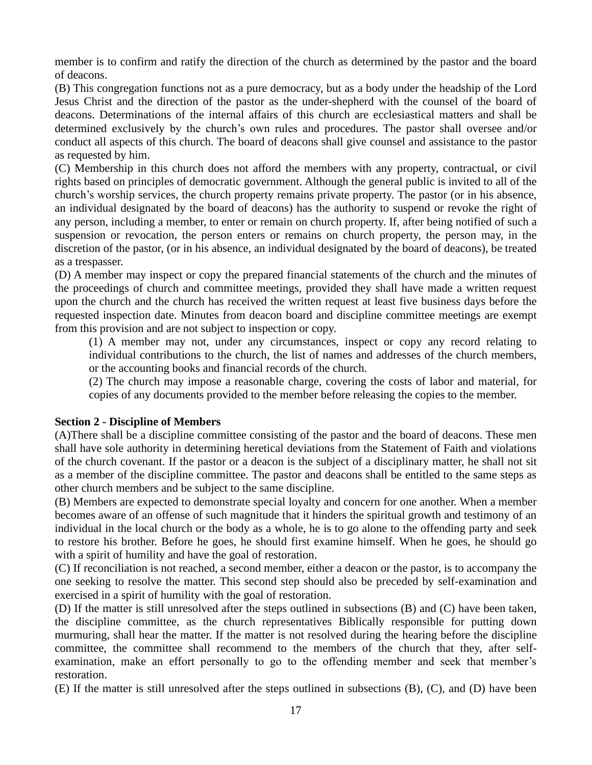member is to confirm and ratify the direction of the church as determined by the pastor and the board of deacons.

(B) This congregation functions not as a pure democracy, but as a body under the headship of the Lord Jesus Christ and the direction of the pastor as the under-shepherd with the counsel of the board of deacons. Determinations of the internal affairs of this church are ecclesiastical matters and shall be determined exclusively by the church's own rules and procedures. The pastor shall oversee and/or conduct all aspects of this church. The board of deacons shall give counsel and assistance to the pastor as requested by him.

(C) Membership in this church does not afford the members with any property, contractual, or civil rights based on principles of democratic government. Although the general public is invited to all of the church's worship services, the church property remains private property. The pastor (or in his absence, an individual designated by the board of deacons) has the authority to suspend or revoke the right of any person, including a member, to enter or remain on church property. If, after being notified of such a suspension or revocation, the person enters or remains on church property, the person may, in the discretion of the pastor, (or in his absence, an individual designated by the board of deacons), be treated as a trespasser.

(D) A member may inspect or copy the prepared financial statements of the church and the minutes of the proceedings of church and committee meetings, provided they shall have made a written request upon the church and the church has received the written request at least five business days before the requested inspection date. Minutes from deacon board and discipline committee meetings are exempt from this provision and are not subject to inspection or copy.

> (1) A member may not, under any circumstances, inspect or copy any record relating to individual contributions to the church, the list of names and addresses of the church members, or the accounting books and financial records of the church.
>
> (2) The church may impose a reasonable charge, covering the costs of labor and material, for copies of any documents provided to the member before releasing the copies to the member.

**Section 2 - Discipline of Members**

(A)There shall be a discipline committee consisting of the pastor and the board of deacons. These men shall have sole authority in determining heretical deviations from the Statement of Faith and violations of the church covenant. If the pastor or a deacon is the subject of a disciplinary matter, he shall not sit as a member of the discipline committee. The pastor and deacons shall be entitled to the same steps as other church members and be subject to the same discipline.

(B) Members are expected to demonstrate special loyalty and concern for one another. When a member becomes aware of an offense of such magnitude that it hinders the spiritual growth and testimony of an individual in the local church or the body as a whole, he is to go alone to the offending party and seek to restore his brother. Before he goes, he should first examine himself. When he goes, he should go with a spirit of humility and have the goal of restoration.

(C) If reconciliation is not reached, a second member, either a deacon or the pastor, is to accompany the one seeking to resolve the matter. This second step should also be preceded by self-examination and exercised in a spirit of humility with the goal of restoration.

(D) If the matter is still unresolved after the steps outlined in subsections (B) and (C) have been taken, the discipline committee, as the church representatives Biblically responsible for putting down murmuring, shall hear the matter. If the matter is not resolved during the hearing before the discipline committee, the committee shall recommend to the members of the church that they, after self-examination, make an effort personally to go to the offending member and seek that member's restoration.

(E) If the matter is still unresolved after the steps outlined in subsections (B), (C), and (D) have been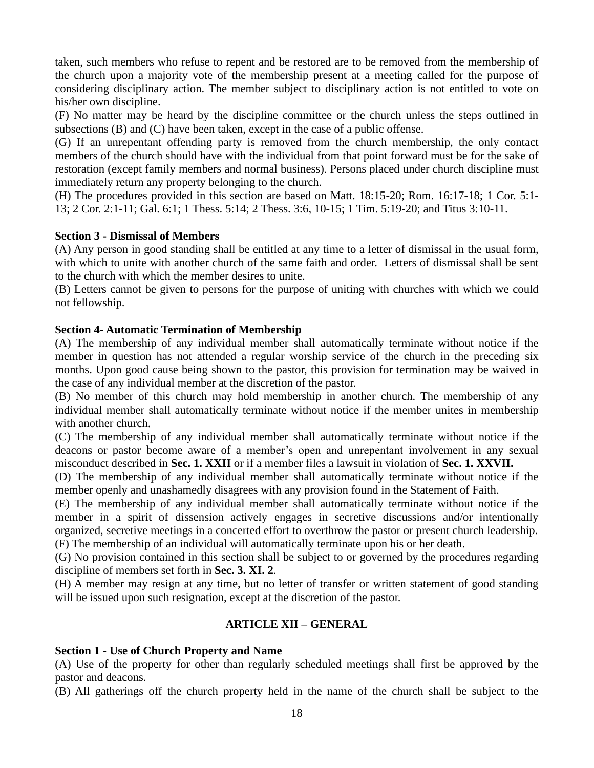taken, such members who refuse to repent and be restored are to be removed from the membership of the church upon a majority vote of the membership present at a meeting called for the purpose of considering disciplinary action. The member subject to disciplinary action is not entitled to vote on his/her own discipline.

(F) No matter may be heard by the discipline committee or the church unless the steps outlined in subsections (B) and (C) have been taken, except in the case of a public offense.

(G) If an unrepentant offending party is removed from the church membership, the only contact members of the church should have with the individual from that point forward must be for the sake of restoration (except family members and normal business). Persons placed under church discipline must immediately return any property belonging to the church.

(H) The procedures provided in this section are based on Matt. 18:15-20; Rom. 16:17-18; 1 Cor. 5:1-13; 2 Cor. 2:1-11; Gal. 6:1; 1 Thess. 5:14; 2 Thess. 3:6, 10-15; 1 Tim. 5:19-20; and Titus 3:10-11.

**Section 3 - Dismissal of Members**

(A) Any person in good standing shall be entitled at any time to a letter of dismissal in the usual form, with which to unite with another church of the same faith and order. Letters of dismissal shall be sent to the church with which the member desires to unite.

(B) Letters cannot be given to persons for the purpose of uniting with churches with which we could not fellowship.

**Section 4- Automatic Termination of Membership**

(A) The membership of any individual member shall automatically terminate without notice if the member in question has not attended a regular worship service of the church in the preceding six months. Upon good cause being shown to the pastor, this provision for termination may be waived in the case of any individual member at the discretion of the pastor.

(B) No member of this church may hold membership in another church. The membership of any individual member shall automatically terminate without notice if the member unites in membership with another church.

(C) The membership of any individual member shall automatically terminate without notice if the deacons or pastor become aware of a member's open and unrepentant involvement in any sexual misconduct described in **Sec. 1. XXII** or if a member files a lawsuit in violation of **Sec. 1. XXVII.**

(D) The membership of any individual member shall automatically terminate without notice if the member openly and unashamedly disagrees with any provision found in the Statement of Faith.

(E) The membership of any individual member shall automatically terminate without notice if the member in a spirit of dissension actively engages in secretive discussions and/or intentionally organized, secretive meetings in a concerted effort to overthrow the pastor or present church leadership.

(F) The membership of an individual will automatically terminate upon his or her death.

(G) No provision contained in this section shall be subject to or governed by the procedures regarding discipline of members set forth in **Sec. 3. XI. 2**.

(H) A member may resign at any time, but no letter of transfer or written statement of good standing will be issued upon such resignation, except at the discretion of the pastor.

## ARTICLE XII – GENERAL

**Section 1 - Use of Church Property and Name**

(A) Use of the property for other than regularly scheduled meetings shall first be approved by the pastor and deacons.

(B) All gatherings off the church property held in the name of the church shall be subject to the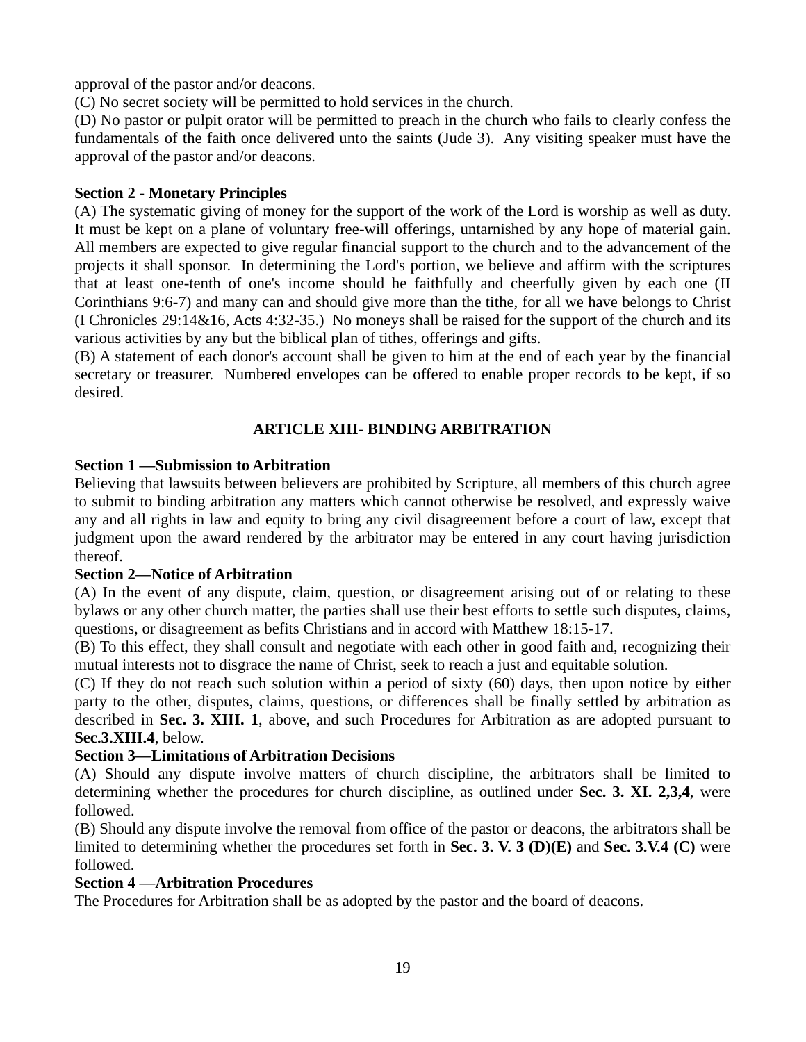approval of the pastor and/or deacons.

(C) No secret society will be permitted to hold services in the church.

(D) No pastor or pulpit orator will be permitted to preach in the church who fails to clearly confess the fundamentals of the faith once delivered unto the saints (Jude 3). Any visiting speaker must have the approval of the pastor and/or deacons.

**Section 2 - Monetary Principles**

(A) The systematic giving of money for the support of the work of the Lord is worship as well as duty. It must be kept on a plane of voluntary free-will offerings, untarnished by any hope of material gain. All members are expected to give regular financial support to the church and to the advancement of the projects it shall sponsor. In determining the Lord's portion, we believe and affirm with the scriptures that at least one-tenth of one's income should he faithfully and cheerfully given by each one (II Corinthians 9:6-7) and many can and should give more than the tithe, for all we have belongs to Christ (I Chronicles 29:14&16, Acts 4:32-35.) No moneys shall be raised for the support of the church and its various activities by any but the biblical plan of tithes, offerings and gifts.

(B) A statement of each donor's account shall be given to him at the end of each year by the financial secretary or treasurer. Numbered envelopes can be offered to enable proper records to be kept, if so desired.

## ARTICLE XIII- BINDING ARBITRATION

**Section 1 —Submission to Arbitration**

Believing that lawsuits between believers are prohibited by Scripture, all members of this church agree to submit to binding arbitration any matters which cannot otherwise be resolved, and expressly waive any and all rights in law and equity to bring any civil disagreement before a court of law, except that judgment upon the award rendered by the arbitrator may be entered in any court having jurisdiction thereof.

**Section 2—Notice of Arbitration**

(A) In the event of any dispute, claim, question, or disagreement arising out of or relating to these bylaws or any other church matter, the parties shall use their best efforts to settle such disputes, claims, questions, or disagreement as befits Christians and in accord with Matthew 18:15-17.

(B) To this effect, they shall consult and negotiate with each other in good faith and, recognizing their mutual interests not to disgrace the name of Christ, seek to reach a just and equitable solution.

(C) If they do not reach such solution within a period of sixty (60) days, then upon notice by either party to the other, disputes, claims, questions, or differences shall be finally settled by arbitration as described in **Sec. 3. XIII. 1**, above, and such Procedures for Arbitration as are adopted pursuant to **Sec.3.XIII.4**, below.

**Section 3—Limitations of Arbitration Decisions**

(A) Should any dispute involve matters of church discipline, the arbitrators shall be limited to determining whether the procedures for church discipline, as outlined under **Sec. 3. XI. 2,3,4**, were followed.

(B) Should any dispute involve the removal from office of the pastor or deacons, the arbitrators shall be limited to determining whether the procedures set forth in **Sec. 3. V. 3 (D)(E)** and **Sec. 3.V.4 (C)** were followed.

**Section 4 —Arbitration Procedures**

The Procedures for Arbitration shall be as adopted by the pastor and the board of deacons.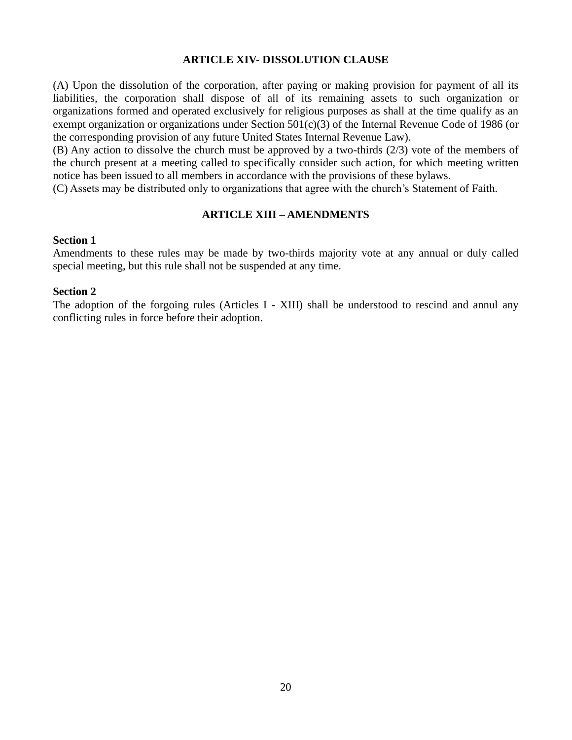## ARTICLE XIV- DISSOLUTION CLAUSE

(A) Upon the dissolution of the corporation, after paying or making provision for payment of all its liabilities, the corporation shall dispose of all of its remaining assets to such organization or organizations formed and operated exclusively for religious purposes as shall at the time qualify as an exempt organization or organizations under Section 501(c)(3) of the Internal Revenue Code of 1986 (or the corresponding provision of any future United States Internal Revenue Law).
(B) Any action to dissolve the church must be approved by a two-thirds (2/3) vote of the members of the church present at a meeting called to specifically consider such action, for which meeting written notice has been issued to all members in accordance with the provisions of these bylaws.
(C) Assets may be distributed only to organizations that agree with the church's Statement of Faith.

## ARTICLE XIII – AMENDMENTS

**Section 1**
Amendments to these rules may be made by two-thirds majority vote at any annual or duly called special meeting, but this rule shall not be suspended at any time.

**Section 2**
The adoption of the forgoing rules (Articles I - XIII) shall be understood to rescind and annul any conflicting rules in force before their adoption.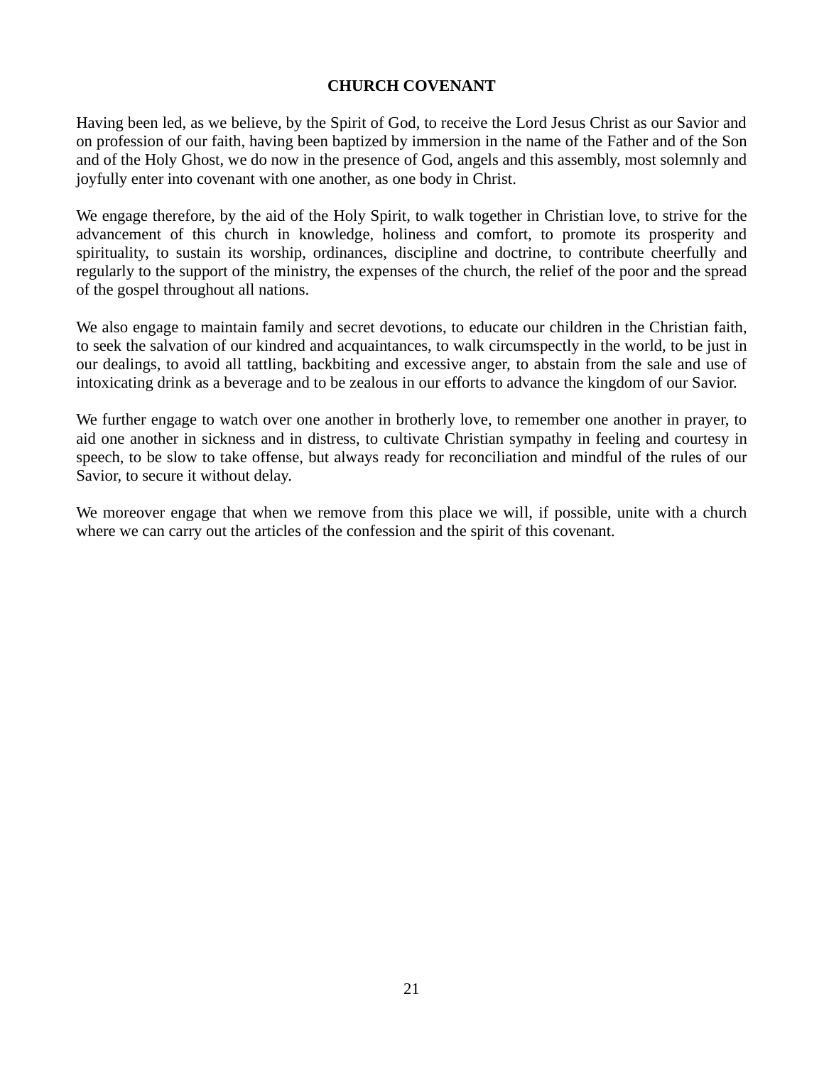# CHURCH COVENANT

Having been led, as we believe, by the Spirit of God, to receive the Lord Jesus Christ as our Savior and on profession of our faith, having been baptized by immersion in the name of the Father and of the Son and of the Holy Ghost, we do now in the presence of God, angels and this assembly, most solemnly and joyfully enter into covenant with one another, as one body in Christ.

We engage therefore, by the aid of the Holy Spirit, to walk together in Christian love, to strive for the advancement of this church in knowledge, holiness and comfort, to promote its prosperity and spirituality, to sustain its worship, ordinances, discipline and doctrine, to contribute cheerfully and regularly to the support of the ministry, the expenses of the church, the relief of the poor and the spread of the gospel throughout all nations.

We also engage to maintain family and secret devotions, to educate our children in the Christian faith, to seek the salvation of our kindred and acquaintances, to walk circumspectly in the world, to be just in our dealings, to avoid all tattling, backbiting and excessive anger, to abstain from the sale and use of intoxicating drink as a beverage and to be zealous in our efforts to advance the kingdom of our Savior.

We further engage to watch over one another in brotherly love, to remember one another in prayer, to aid one another in sickness and in distress, to cultivate Christian sympathy in feeling and courtesy in speech, to be slow to take offense, but always ready for reconciliation and mindful of the rules of our Savior, to secure it without delay.

We moreover engage that when we remove from this place we will, if possible, unite with a church where we can carry out the articles of the confession and the spirit of this covenant.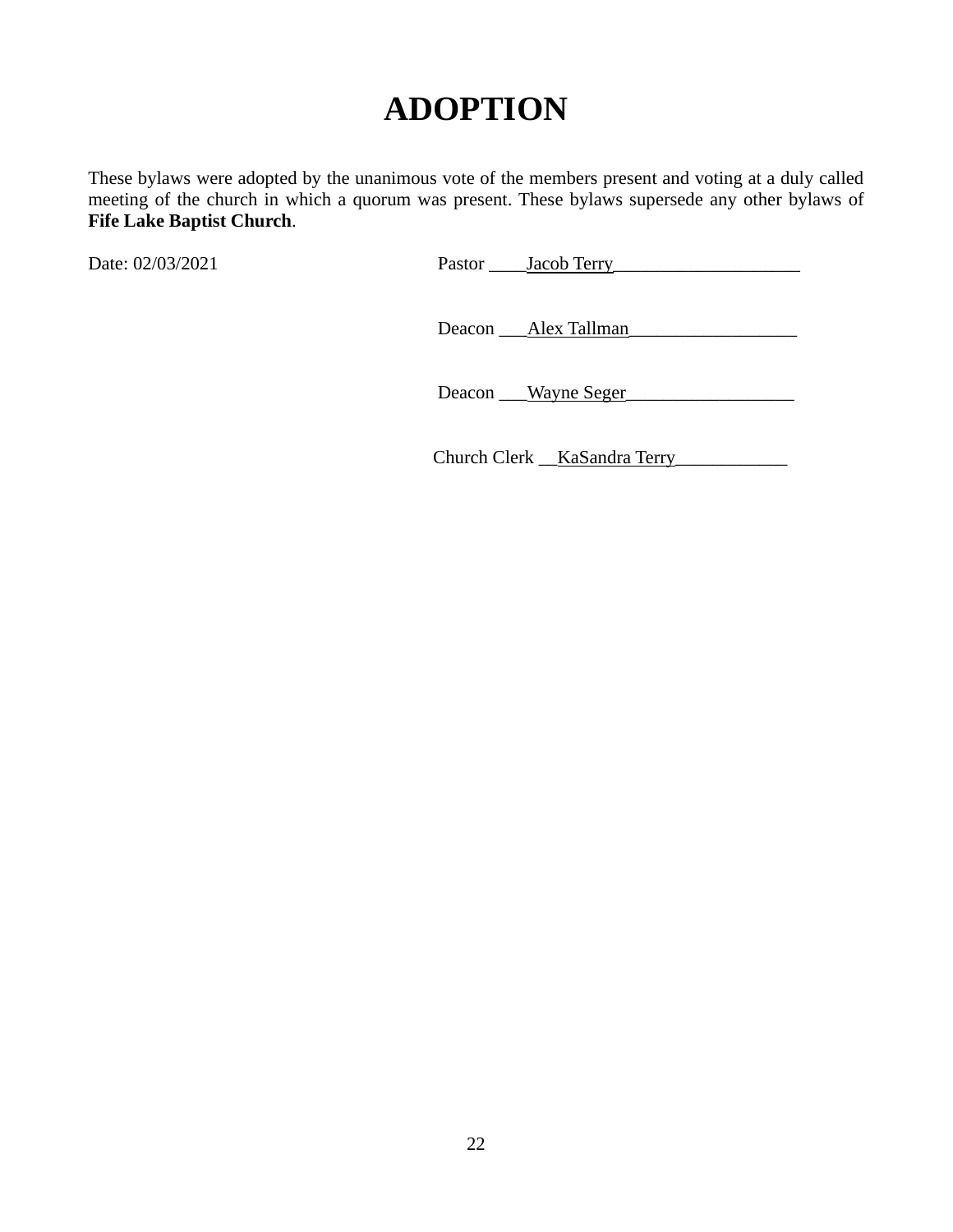# ADOPTION

These bylaws were adopted by the unanimous vote of the members present and voting at a duly called meeting of the church in which a quorum was present. These bylaws supersede any other bylaws of **Fife Lake Baptist Church**.

Date: 02/03/2021

Pastor ____Jacob Terry____________________

Deacon ___Alex Tallman__________________

Deacon ___Wayne Seger__________________

Church Clerk __KaSandra Terry____________